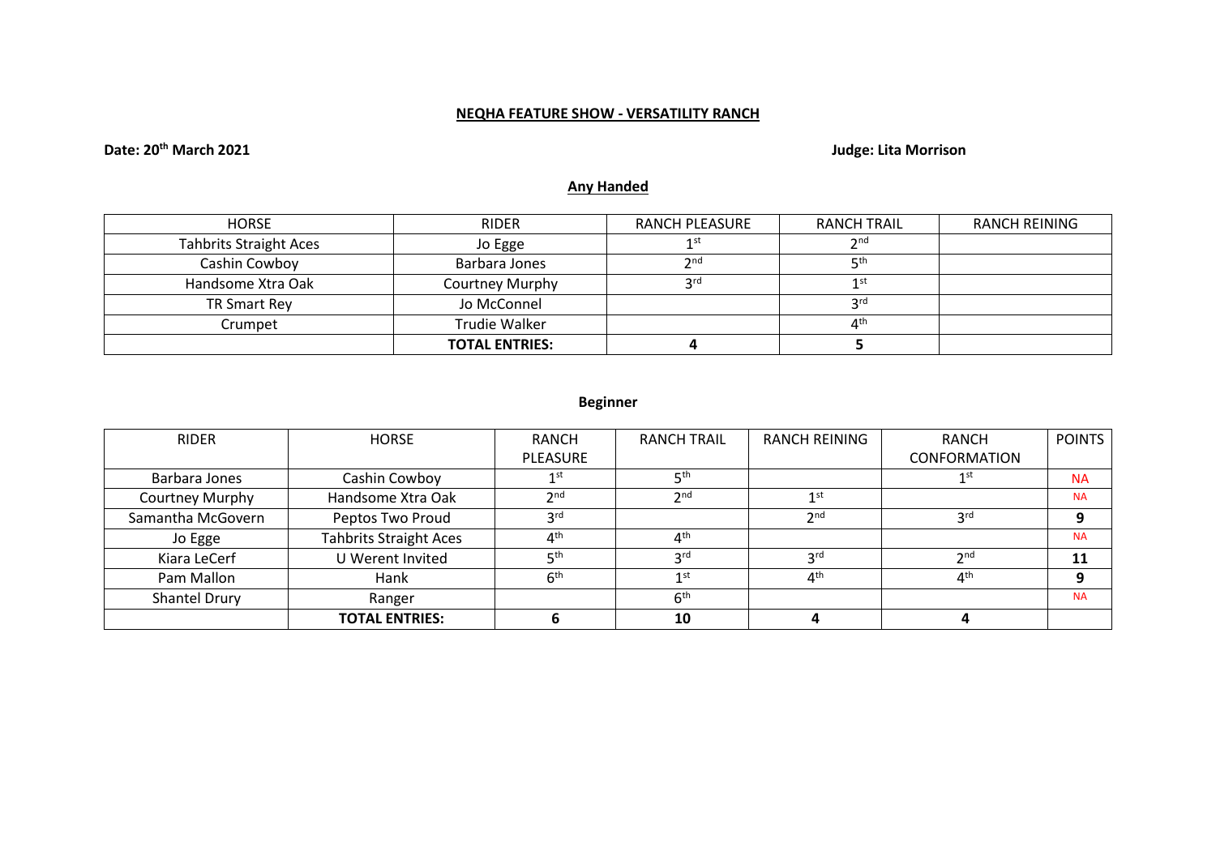## NEQHA FEATURE SHOW - VERSATILITY RANCH

**Date: 20th March 2021** **Judge: Lita Morrison**

### Any Handed

| HORSE | RIDER | RANCH PLEASURE | RANCH TRAIL | RANCH REINING |
|---|---|---|---|---|
| Tahbrits Straight Aces | Jo Egge | 1st | 2nd | |
| Cashin Cowboy | Barbara Jones | 2nd | 5th | |
| Handsome Xtra Oak | Courtney Murphy | 3rd | 1st | |
| TR Smart Rey | Jo McConnel | | 3rd | |
| Crumpet | Trudie Walker | | 4th | |
| | **TOTAL ENTRIES:** | **4** | **5** | |

### Beginner

| RIDER | HORSE | RANCH PLEASURE | RANCH TRAIL | RANCH REINING | RANCH CONFORMATION | POINTS |
|---|---|---|---|---|---|---|
| Barbara Jones | Cashin Cowboy | 1st | 5th | | 1st | NA |
| Courtney Murphy | Handsome Xtra Oak | 2nd | 2nd | 1st | | NA |
| Samantha McGovern | Peptos Two Proud | 3rd | | 2nd | 3rd | **9** |
| Jo Egge | Tahbrits Straight Aces | 4th | 4th | | | NA |
| Kiara LeCerf | U Werent Invited | 5th | 3rd | 3rd | 2nd | **11** |
| Pam Mallon | Hank | 6th | 1st | 4th | 4th | **9** |
| Shantel Drury | Ranger | | 6th | | | NA |
| | **TOTAL ENTRIES:** | **6** | **10** | **4** | **4** | |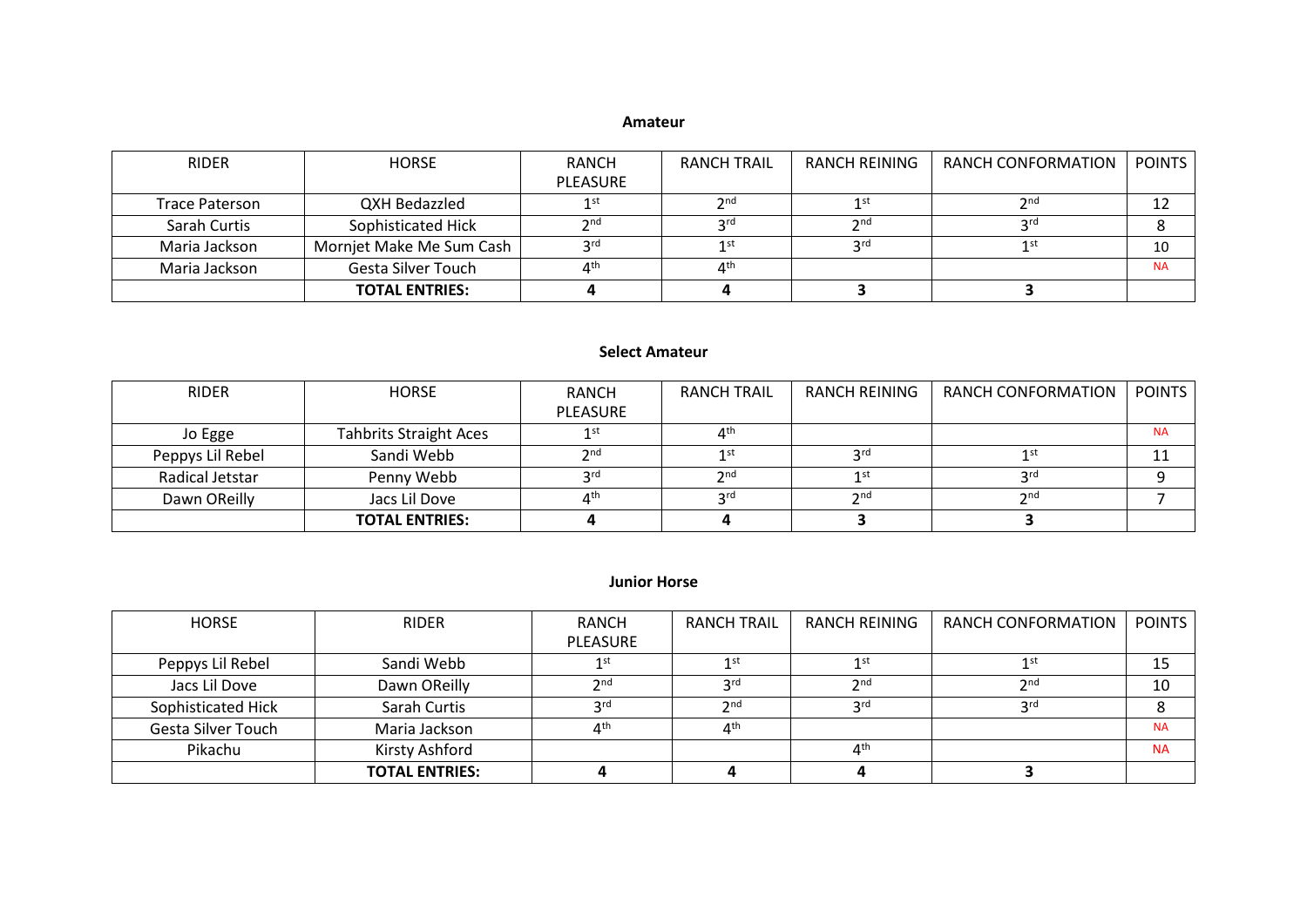**Amateur**

| RIDER | HORSE | RANCH PLEASURE | RANCH TRAIL | RANCH REINING | RANCH CONFORMATION | POINTS |
|---|---|---|---|---|---|---|
| Trace Paterson | QXH Bedazzled | 1st | 2nd | 1st | 2nd | 12 |
| Sarah Curtis | Sophisticated Hick | 2nd | 3rd | 2nd | 3rd | 8 |
| Maria Jackson | Mornjet Make Me Sum Cash | 3rd | 1st | 3rd | 1st | 10 |
| Maria Jackson | Gesta Silver Touch | 4th | 4th | | | NA |
| | **TOTAL ENTRIES:** | **4** | **4** | **3** | **3** | |

**Select Amateur**

| RIDER | HORSE | RANCH PLEASURE | RANCH TRAIL | RANCH REINING | RANCH CONFORMATION | POINTS |
|---|---|---|---|---|---|---|
| Jo Egge | Tahbrits Straight Aces | 1st | 4th | | | NA |
| Peppys Lil Rebel | Sandi Webb | 2nd | 1st | 3rd | 1st | 11 |
| Radical Jetstar | Penny Webb | 3rd | 2nd | 1st | 3rd | 9 |
| Dawn OReilly | Jacs Lil Dove | 4th | 3rd | 2nd | 2nd | 7 |
| | **TOTAL ENTRIES:** | **4** | **4** | **3** | **3** | |

**Junior Horse**

| HORSE | RIDER | RANCH PLEASURE | RANCH TRAIL | RANCH REINING | RANCH CONFORMATION | POINTS |
|---|---|---|---|---|---|---|
| Peppys Lil Rebel | Sandi Webb | 1st | 1st | 1st | 1st | 15 |
| Jacs Lil Dove | Dawn OReilly | 2nd | 3rd | 2nd | 2nd | 10 |
| Sophisticated Hick | Sarah Curtis | 3rd | 2nd | 3rd | 3rd | 8 |
| Gesta Silver Touch | Maria Jackson | 4th | 4th | | | NA |
| Pikachu | Kirsty Ashford | | | 4th | | NA |
| | **TOTAL ENTRIES:** | **4** | **4** | **4** | **3** | |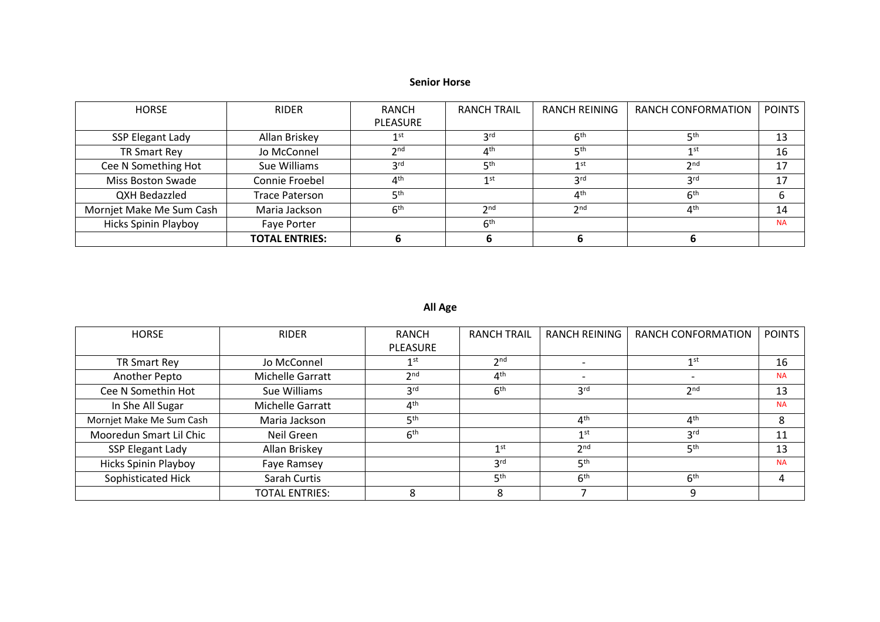**Senior Horse**

| HORSE | RIDER | RANCH PLEASURE | RANCH TRAIL | RANCH REINING | RANCH CONFORMATION | POINTS |
|---|---|---|---|---|---|---|
| SSP Elegant Lady | Allan Briskey | 1st | 3rd | 6th | 5th | 13 |
| TR Smart Rey | Jo McConnel | 2nd | 4th | 5th | 1st | 16 |
| Cee N Something Hot | Sue Williams | 3rd | 5th | 1st | 2nd | 17 |
| Miss Boston Swade | Connie Froebel | 4th | 1st | 3rd | 3rd | 17 |
| QXH Bedazzled | Trace Paterson | 5th | | 4th | 6th | 6 |
| Mornjet Make Me Sum Cash | Maria Jackson | 6th | 2nd | 2nd | 4th | 14 |
| Hicks Spinin Playboy | Faye Porter | | 6th | | | NA |
| | **TOTAL ENTRIES:** | **6** | **6** | **6** | **6** | |

**All Age**

| HORSE | RIDER | RANCH PLEASURE | RANCH TRAIL | RANCH REINING | RANCH CONFORMATION | POINTS |
|---|---|---|---|---|---|---|
| TR Smart Rey | Jo McConnel | 1st | 2nd | - | 1st | 16 |
| Another Pepto | Michelle Garratt | 2nd | 4th | - | - | NA |
| Cee N Somethin Hot | Sue Williams | 3rd | 6th | 3rd | 2nd | 13 |
| In She All Sugar | Michelle Garratt | 4th | | | | NA |
| Mornjet Make Me Sum Cash | Maria Jackson | 5th | | 4th | 4th | 8 |
| Mooredun Smart Lil Chic | Neil Green | 6th | | 1st | 3rd | 11 |
| SSP Elegant Lady | Allan Briskey | | 1st | 2nd | 5th | 13 |
| Hicks Spinin Playboy | Faye Ramsey | | 3rd | 5th | | NA |
| Sophisticated Hick | Sarah Curtis | | 5th | 6th | 6th | 4 |
| | TOTAL ENTRIES: | 8 | 8 | 7 | 9 | |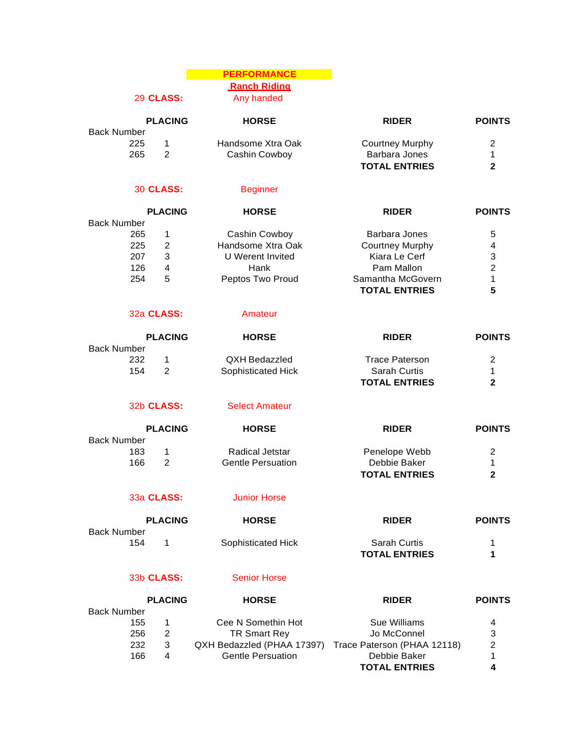# PERFORMANCE

## Ranch Riding

**29 CLASS:** Any handed

| Back Number | PLACING | HORSE | RIDER | POINTS |
|---|---|---|---|---|
| 225 | 1 | Handsome Xtra Oak | Courtney Murphy | 2 |
| 265 | 2 | Cashin Cowboy | Barbara Jones | 1 |
| | | | **TOTAL ENTRIES** | **2** |

**30 CLASS:** Beginner

| Back Number | PLACING | HORSE | RIDER | POINTS |
|---|---|---|---|---|
| 265 | 1 | Cashin Cowboy | Barbara Jones | 5 |
| 225 | 2 | Handsome Xtra Oak | Courtney Murphy | 4 |
| 207 | 3 | U Werent Invited | Kiara Le Cerf | 3 |
| 126 | 4 | Hank | Pam Mallon | 2 |
| 254 | 5 | Peptos Two Proud | Samantha McGovern | 1 |
| | | | **TOTAL ENTRIES** | **5** |

**32a CLASS:** Amateur

| Back Number | PLACING | HORSE | RIDER | POINTS |
|---|---|---|---|---|
| 232 | 1 | QXH Bedazzled | Trace Paterson | 2 |
| 154 | 2 | Sophisticated Hick | Sarah Curtis | 1 |
| | | | **TOTAL ENTRIES** | **2** |

**32b CLASS:** Select Amateur

| Back Number | PLACING | HORSE | RIDER | POINTS |
|---|---|---|---|---|
| 183 | 1 | Radical Jetstar | Penelope Webb | 2 |
| 166 | 2 | Gentle Persuation | Debbie Baker | 1 |
| | | | **TOTAL ENTRIES** | **2** |

**33a CLASS:** Junior Horse

| Back Number | PLACING | HORSE | RIDER | POINTS |
|---|---|---|---|---|
| 154 | 1 | Sophisticated Hick | Sarah Curtis | 1 |
| | | | **TOTAL ENTRIES** | **1** |

**33b CLASS:** Senior Horse

| Back Number | PLACING | HORSE | RIDER | POINTS |
|---|---|---|---|---|
| 155 | 1 | Cee N Somethin Hot | Sue Williams | 4 |
| 256 | 2 | TR Smart Rey | Jo McConnel | 3 |
| 232 | 3 | QXH Bedazzled (PHAA 17397) | Trace Paterson (PHAA 12118) | 2 |
| 166 | 4 | Gentle Persuation | Debbie Baker | 1 |
| | | | **TOTAL ENTRIES** | **4** |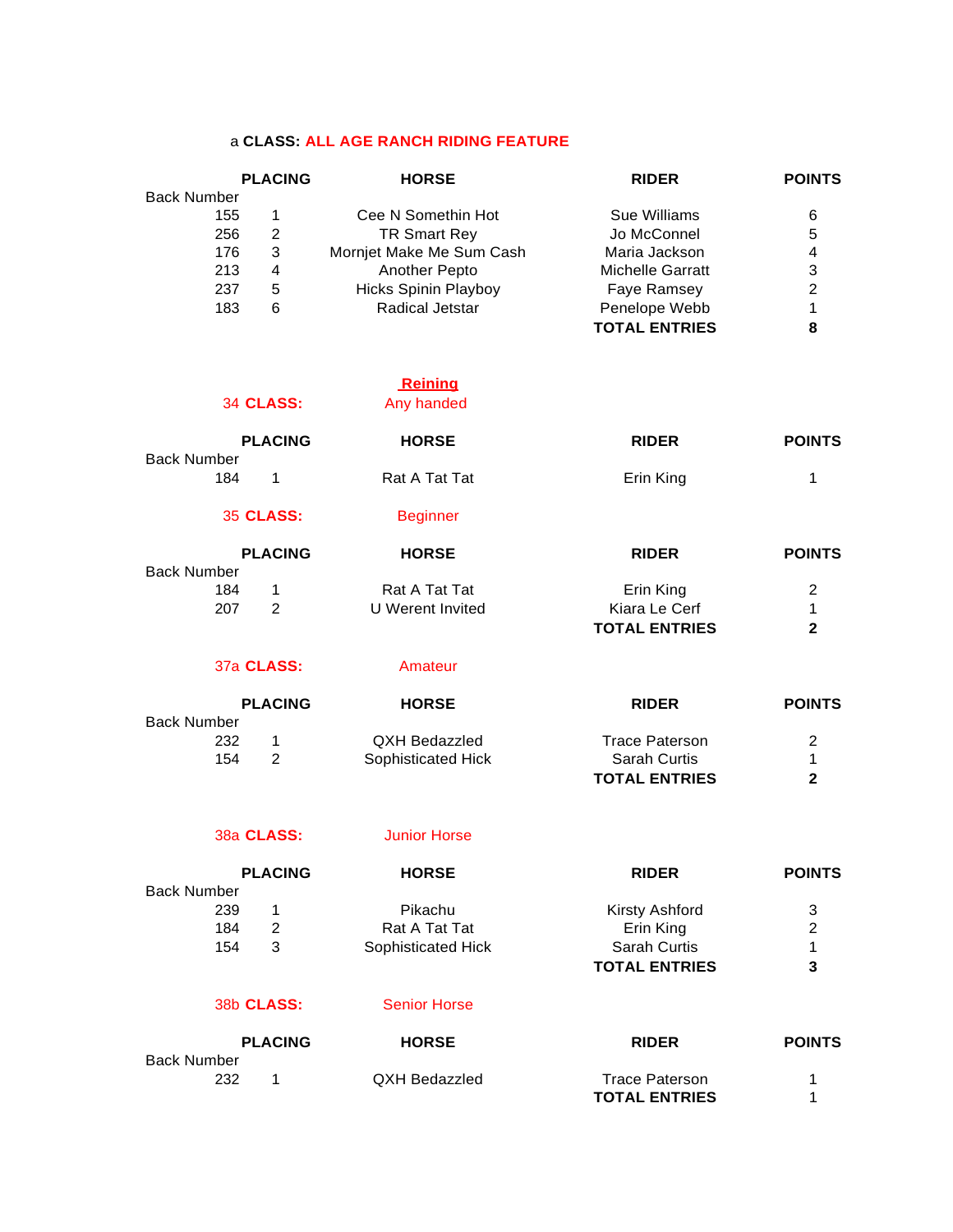a **CLASS:** **ALL AGE RANCH RIDING FEATURE**

| Back Number | PLACING | HORSE | RIDER | POINTS |
|---|---|---|---|---|
| 155 | 1 | Cee N Somethin Hot | Sue Williams | 6 |
| 256 | 2 | TR Smart Rey | Jo McConnel | 5 |
| 176 | 3 | Mornjet Make Me Sum Cash | Maria Jackson | 4 |
| 213 | 4 | Another Pepto | Michelle Garratt | 3 |
| 237 | 5 | Hicks Spinin Playboy | Faye Ramsey | 2 |
| 183 | 6 | Radical Jetstar | Penelope Webb | 1 |
| | | | **TOTAL ENTRIES** | **8** |

## Reining

34 **CLASS:** Any handed

| Back Number | PLACING | HORSE | RIDER | POINTS |
|---|---|---|---|---|
| 184 | 1 | Rat A Tat Tat | Erin King | 1 |

35 **CLASS:** Beginner

| Back Number | PLACING | HORSE | RIDER | POINTS |
|---|---|---|---|---|
| 184 | 1 | Rat A Tat Tat | Erin King | 2 |
| 207 | 2 | U Werent Invited | Kiara Le Cerf | 1 |
| | | | **TOTAL ENTRIES** | **2** |

37a **CLASS:** Amateur

| Back Number | PLACING | HORSE | RIDER | POINTS |
|---|---|---|---|---|
| 232 | 1 | QXH Bedazzled | Trace Paterson | 2 |
| 154 | 2 | Sophisticated Hick | Sarah Curtis | 1 |
| | | | **TOTAL ENTRIES** | **2** |

38a **CLASS:** Junior Horse

| Back Number | PLACING | HORSE | RIDER | POINTS |
|---|---|---|---|---|
| 239 | 1 | Pikachu | Kirsty Ashford | 3 |
| 184 | 2 | Rat A Tat Tat | Erin King | 2 |
| 154 | 3 | Sophisticated Hick | Sarah Curtis | 1 |
| | | | **TOTAL ENTRIES** | **3** |

38b **CLASS:** Senior Horse

| Back Number | PLACING | HORSE | RIDER | POINTS |
|---|---|---|---|---|
| 232 | 1 | QXH Bedazzled | Trace Paterson | 1 |
| | | | **TOTAL ENTRIES** | 1 |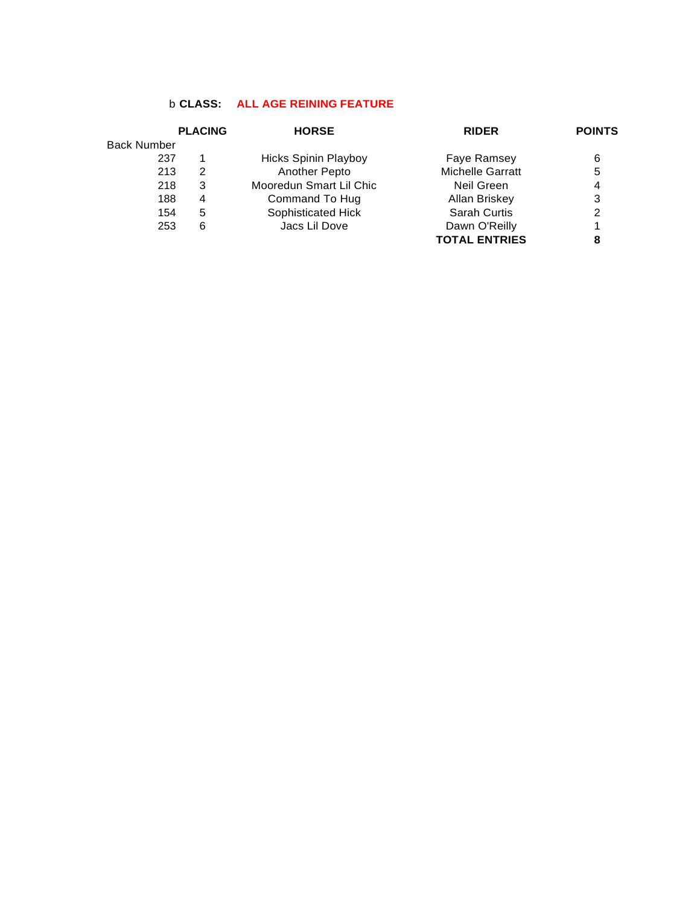b **CLASS:** **ALL AGE REINING FEATURE**

| Back Number | PLACING | HORSE | RIDER | POINTS |
|---|---|---|---|---|
| 237 | 1 | Hicks Spinin Playboy | Faye Ramsey | 6 |
| 213 | 2 | Another Pepto | Michelle Garratt | 5 |
| 218 | 3 | Mooredun Smart Lil Chic | Neil Green | 4 |
| 188 | 4 | Command To Hug | Allan Briskey | 3 |
| 154 | 5 | Sophisticated Hick | Sarah Curtis | 2 |
| 253 | 6 | Jacs Lil Dove | Dawn O'Reilly | 1 |
| | | | **TOTAL ENTRIES** | **8** |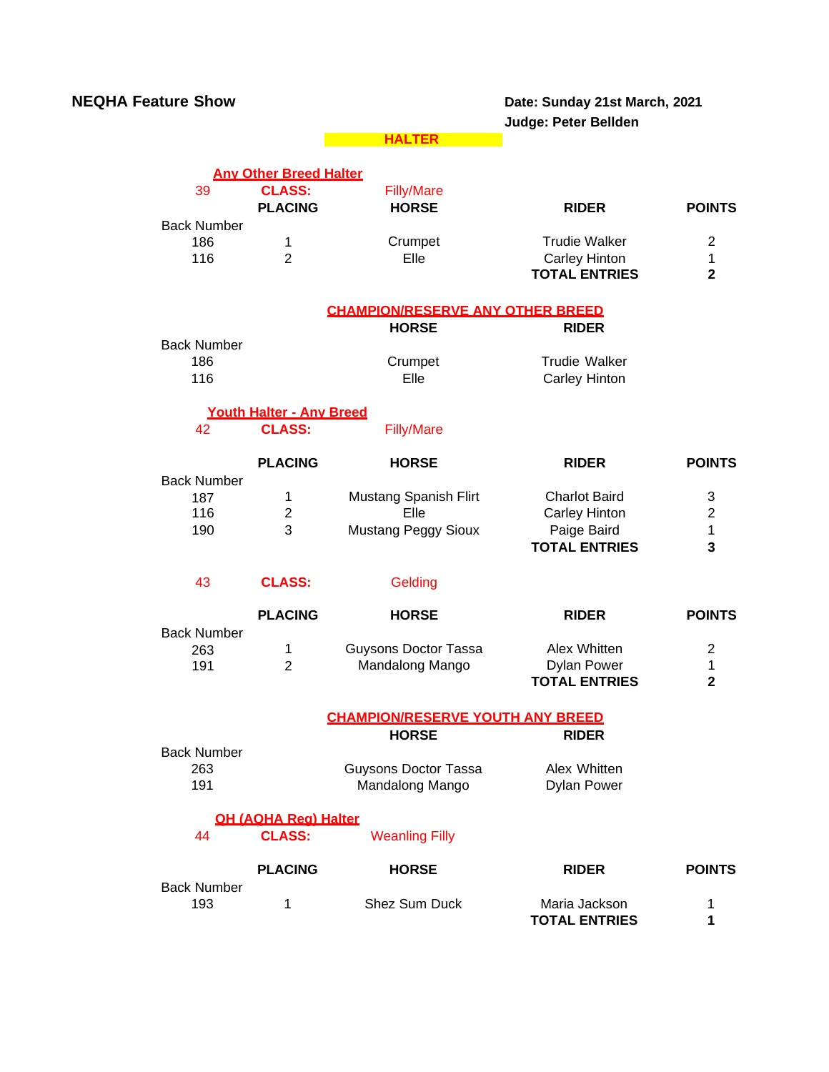**NEQHA Feature Show**

**Date: Sunday 21st March, 2021**
**Judge: Peter Bellden**

## HALTER

### Any Other Breed Halter

39 **CLASS:** Filly/Mare

| Back Number | PLACING | HORSE | RIDER | POINTS |
|---|---|---|---|---|
| 186 | 1 | Crumpet | Trudie Walker | 2 |
| 116 | 2 | Elle | Carley Hinton | 1 |
| | | | **TOTAL ENTRIES** | **2** |

### CHAMPION/RESERVE ANY OTHER BREED

| Back Number | HORSE | RIDER |
|---|---|---|
| 186 | Crumpet | Trudie Walker |
| 116 | Elle | Carley Hinton |

### Youth Halter - Any Breed

42 **CLASS:** Filly/Mare

| Back Number | PLACING | HORSE | RIDER | POINTS |
|---|---|---|---|---|
| 187 | 1 | Mustang Spanish Flirt | Charlot Baird | 3 |
| 116 | 2 | Elle | Carley Hinton | 2 |
| 190 | 3 | Mustang Peggy Sioux | Paige Baird | 1 |
| | | | **TOTAL ENTRIES** | **3** |

43 **CLASS:** Gelding

| Back Number | PLACING | HORSE | RIDER | POINTS |
|---|---|---|---|---|
| 263 | 1 | Guysons Doctor Tassa | Alex Whitten | 2 |
| 191 | 2 | Mandalong Mango | Dylan Power | 1 |
| | | | **TOTAL ENTRIES** | **2** |

### CHAMPION/RESERVE YOUTH ANY BREED

| Back Number | HORSE | RIDER |
|---|---|---|
| 263 | Guysons Doctor Tassa | Alex Whitten |
| 191 | Mandalong Mango | Dylan Power |

### OH (AQHA Reg) Halter

44 **CLASS:** Weanling Filly

| Back Number | PLACING | HORSE | RIDER | POINTS |
|---|---|---|---|---|
| 193 | 1 | Shez Sum Duck | Maria Jackson | 1 |
| | | | **TOTAL ENTRIES** | **1** |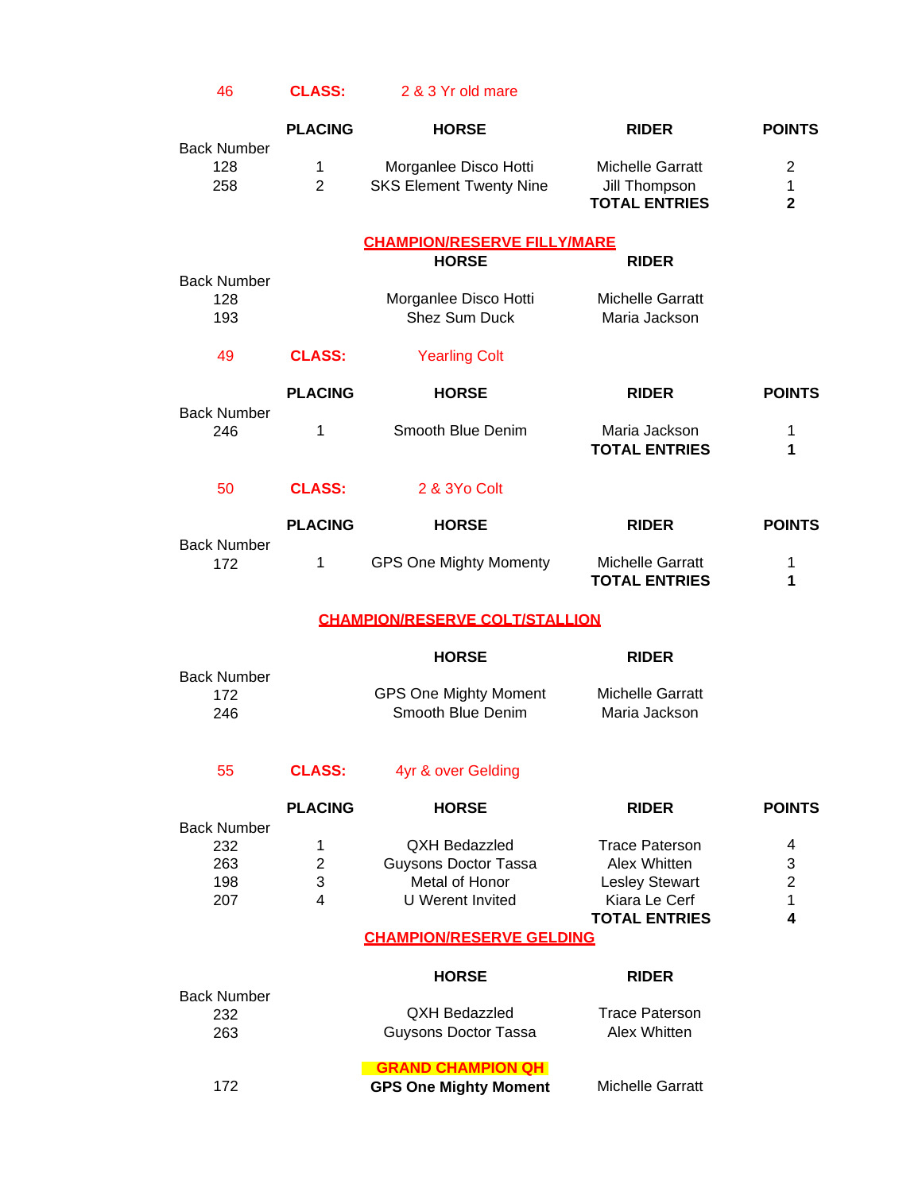46 **CLASS:** 2 & 3 Yr old mare

| Back Number | PLACING | HORSE | RIDER | POINTS |
|---|---|---|---|---|
| 128 | 1 | Morganlee Disco Hotti | Michelle Garratt | 2 |
| 258 | 2 | SKS Element Twenty Nine | Jill Thompson | 1 |
| | | | **TOTAL ENTRIES** | **2** |

**CHAMPION/RESERVE FILLY/MARE**

| Back Number | HORSE | RIDER |
|---|---|---|
| 128 | Morganlee Disco Hotti | Michelle Garratt |
| 193 | Shez Sum Duck | Maria Jackson |

49 **CLASS:** Yearling Colt

| Back Number | PLACING | HORSE | RIDER | POINTS |
|---|---|---|---|---|
| 246 | 1 | Smooth Blue Denim | Maria Jackson | 1 |
| | | | **TOTAL ENTRIES** | **1** |

50 **CLASS:** 2 & 3Yo Colt

| Back Number | PLACING | HORSE | RIDER | POINTS |
|---|---|---|---|---|
| 172 | 1 | GPS One Mighty Momenty | Michelle Garratt | 1 |
| | | | **TOTAL ENTRIES** | **1** |

**CHAMPION/RESERVE COLT/STALLION**

| Back Number | HORSE | RIDER |
|---|---|---|
| 172 | GPS One Mighty Moment | Michelle Garratt |
| 246 | Smooth Blue Denim | Maria Jackson |

55 **CLASS:** 4yr & over Gelding

| Back Number | PLACING | HORSE | RIDER | POINTS |
|---|---|---|---|---|
| 232 | 1 | QXH Bedazzled | Trace Paterson | 4 |
| 263 | 2 | Guysons Doctor Tassa | Alex Whitten | 3 |
| 198 | 3 | Metal of Honor | Lesley Stewart | 2 |
| 207 | 4 | U Werent Invited | Kiara Le Cerf | 1 |
| | | | **TOTAL ENTRIES** | **4** |

**CHAMPION/RESERVE GELDING**

| Back Number | HORSE | RIDER |
|---|---|---|
| 232 | QXH Bedazzled | Trace Paterson |
| 263 | Guysons Doctor Tassa | Alex Whitten |

**GRAND CHAMPION QH**

| Back Number | HORSE | RIDER |
|---|---|---|
| 172 | **GPS One Mighty Moment** | Michelle Garratt |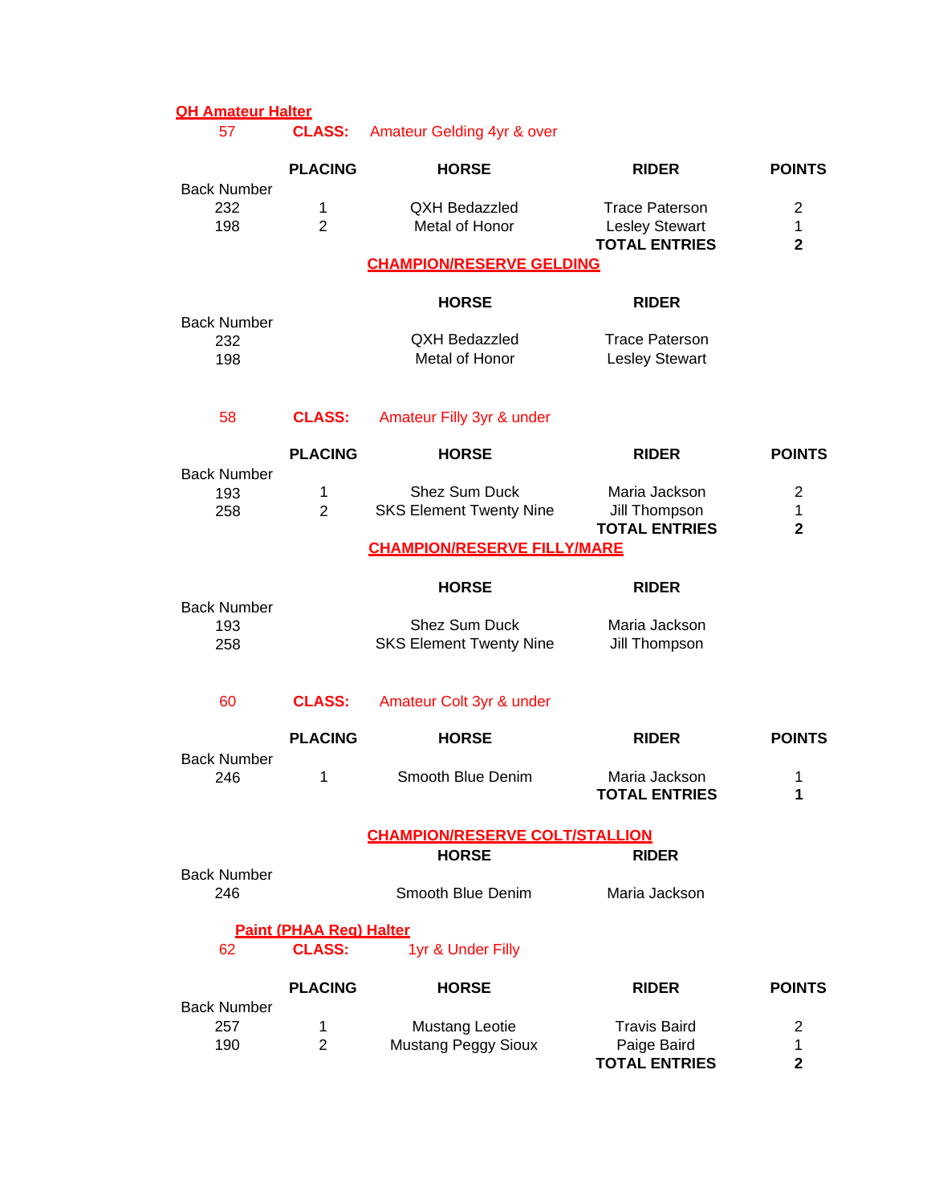## QH Amateur Halter

**57 CLASS:** Amateur Gelding 4yr & over

| Back Number | PLACING | HORSE | RIDER | POINTS |
|---|---|---|---|---|
| 232 | 1 | QXH Bedazzled | Trace Paterson | 2 |
| 198 | 2 | Metal of Honor | Lesley Stewart | 1 |
| | | | **TOTAL ENTRIES** | **2** |

### CHAMPION/RESERVE GELDING

| Back Number | HORSE | RIDER |
|---|---|---|
| 232 | QXH Bedazzled | Trace Paterson |
| 198 | Metal of Honor | Lesley Stewart |

**58 CLASS:** Amateur Filly 3yr & under

| Back Number | PLACING | HORSE | RIDER | POINTS |
|---|---|---|---|---|
| 193 | 1 | Shez Sum Duck | Maria Jackson | 2 |
| 258 | 2 | SKS Element Twenty Nine | Jill Thompson | 1 |
| | | | **TOTAL ENTRIES** | **2** |

### CHAMPION/RESERVE FILLY/MARE

| Back Number | HORSE | RIDER |
|---|---|---|
| 193 | Shez Sum Duck | Maria Jackson |
| 258 | SKS Element Twenty Nine | Jill Thompson |

**60 CLASS:** Amateur Colt 3yr & under

| Back Number | PLACING | HORSE | RIDER | POINTS |
|---|---|---|---|---|
| 246 | 1 | Smooth Blue Denim | Maria Jackson | 1 |
| | | | **TOTAL ENTRIES** | **1** |

### CHAMPION/RESERVE COLT/STALLION

| Back Number | HORSE | RIDER |
|---|---|---|
| 246 | Smooth Blue Denim | Maria Jackson |

## Paint (PHAA Reg) Halter

**62 CLASS:** 1yr & Under Filly

| Back Number | PLACING | HORSE | RIDER | POINTS |
|---|---|---|---|---|
| 257 | 1 | Mustang Leotie | Travis Baird | 2 |
| 190 | 2 | Mustang Peggy Sioux | Paige Baird | 1 |
| | | | **TOTAL ENTRIES** | **2** |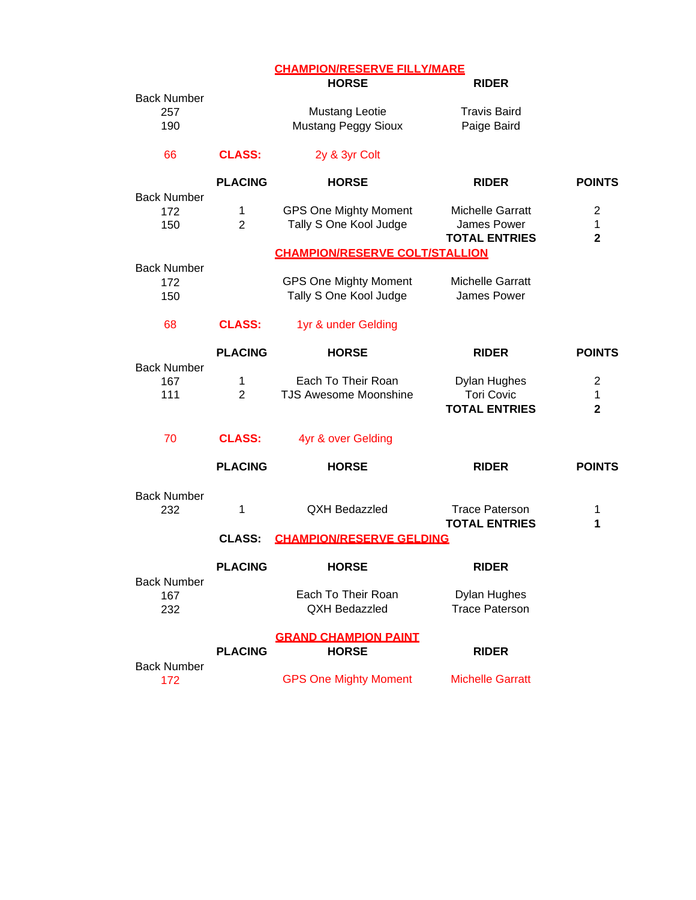### CHAMPION/RESERVE FILLY/MARE

| Back Number | HORSE | RIDER |
|---|---|---|
| 257 | Mustang Leotie | Travis Baird |
| 190 | Mustang Peggy Sioux | Paige Baird |

### 66 CLASS: 2y & 3yr Colt

| Back Number | PLACING | HORSE | RIDER | POINTS |
|---|---|---|---|---|
| 172 | 1 | GPS One Mighty Moment | Michelle Garratt | 2 |
| 150 | 2 | Tally S One Kool Judge | James Power | 1 |
| | | | **TOTAL ENTRIES** | **2** |

### CHAMPION/RESERVE COLT/STALLION

| Back Number | HORSE | RIDER |
|---|---|---|
| 172 | GPS One Mighty Moment | Michelle Garratt |
| 150 | Tally S One Kool Judge | James Power |

### 68 CLASS: 1yr & under Gelding

| Back Number | PLACING | HORSE | RIDER | POINTS |
|---|---|---|---|---|
| 167 | 1 | Each To Their Roan | Dylan Hughes | 2 |
| 111 | 2 | TJS Awesome Moonshine | Tori Covic | 1 |
| | | | **TOTAL ENTRIES** | **2** |

### 70 CLASS: 4yr & over Gelding

| Back Number | PLACING | HORSE | RIDER | POINTS |
|---|---|---|---|---|
| 232 | 1 | QXH Bedazzled | Trace Paterson | 1 |
| | | | **TOTAL ENTRIES** | **1** |

### CLASS: CHAMPION/RESERVE GELDING

| Back Number | PLACING | HORSE | RIDER |
|---|---|---|---|
| 167 | | Each To Their Roan | Dylan Hughes |
| 232 | | QXH Bedazzled | Trace Paterson |

### GRAND CHAMPION PAINT

| Back Number | PLACING | HORSE | RIDER |
|---|---|---|---|
| 172 | | GPS One Mighty Moment | Michelle Garratt |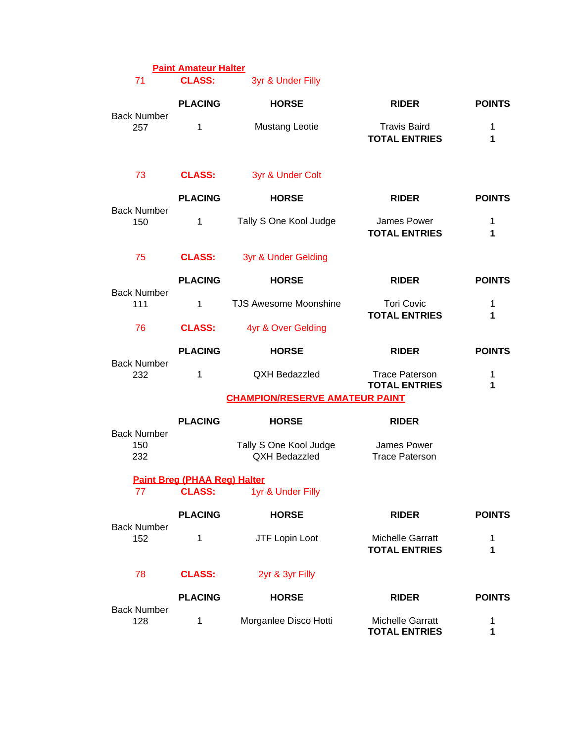## Paint Amateur Halter

**71 CLASS: 3yr & Under Filly**

| Back Number | PLACING | HORSE | RIDER | POINTS |
|---|---|---|---|---|
| 257 | 1 | Mustang Leotie | Travis Baird | 1 |
| | | | **TOTAL ENTRIES** | **1** |

**73 CLASS: 3yr & Under Colt**

| Back Number | PLACING | HORSE | RIDER | POINTS |
|---|---|---|---|---|
| 150 | 1 | Tally S One Kool Judge | James Power | 1 |
| | | | **TOTAL ENTRIES** | **1** |

**75 CLASS: 3yr & Under Gelding**

| Back Number | PLACING | HORSE | RIDER | POINTS |
|---|---|---|---|---|
| 111 | 1 | TJS Awesome Moonshine | Tori Covic | 1 |
| | | | **TOTAL ENTRIES** | **1** |

**76 CLASS: 4yr & Over Gelding**

| Back Number | PLACING | HORSE | RIDER | POINTS |
|---|---|---|---|---|
| 232 | 1 | QXH Bedazzled | Trace Paterson | 1 |
| | | | **TOTAL ENTRIES** | **1** |

### CHAMPION/RESERVE AMATEUR PAINT

| Back Number | PLACING | HORSE | RIDER |
|---|---|---|---|
| 150 | | Tally S One Kool Judge | James Power |
| 232 | | QXH Bedazzled | Trace Paterson |

## Paint Breg (PHAA Reg) Halter

**77 CLASS: 1yr & Under Filly**

| Back Number | PLACING | HORSE | RIDER | POINTS |
|---|---|---|---|---|
| 152 | 1 | JTF Lopin Loot | Michelle Garratt | 1 |
| | | | **TOTAL ENTRIES** | **1** |

**78 CLASS: 2yr & 3yr Filly**

| Back Number | PLACING | HORSE | RIDER | POINTS |
|---|---|---|---|---|
| 128 | 1 | Morganlee Disco Hotti | Michelle Garratt | 1 |
| | | | **TOTAL ENTRIES** | **1** |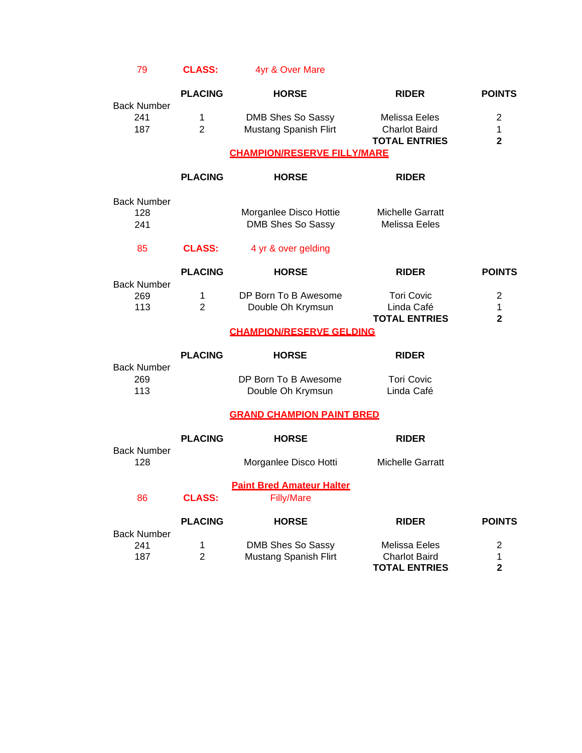79 **CLASS:** 4yr & Over Mare

| Back Number | PLACING | HORSE | RIDER | POINTS |
|---|---|---|---|---|
| 241 | 1 | DMB Shes So Sassy | Melissa Eeles | 2 |
| 187 | 2 | Mustang Spanish Flirt | Charlot Baird | 1 |
| | | | **TOTAL ENTRIES** | **2** |

**CHAMPION/RESERVE FILLY/MARE**

| Back Number | PLACING | HORSE | RIDER |
|---|---|---|---|
| 128 | | Morganlee Disco Hottie | Michelle Garratt |
| 241 | | DMB Shes So Sassy | Melissa Eeles |

85 **CLASS:** 4 yr & over gelding

| Back Number | PLACING | HORSE | RIDER | POINTS |
|---|---|---|---|---|
| 269 | 1 | DP Born To B Awesome | Tori Covic | 2 |
| 113 | 2 | Double Oh Krymsun | Linda Café | 1 |
| | | | **TOTAL ENTRIES** | **2** |

**CHAMPION/RESERVE GELDING**

| Back Number | PLACING | HORSE | RIDER |
|---|---|---|---|
| 269 | | DP Born To B Awesome | Tori Covic |
| 113 | | Double Oh Krymsun | Linda Café |

**GRAND CHAMPION PAINT BRED**

| Back Number | PLACING | HORSE | RIDER |
|---|---|---|---|
| 128 | | Morganlee Disco Hotti | Michelle Garratt |

**Paint Bred Amateur Halter**

86 **CLASS:** Filly/Mare

| Back Number | PLACING | HORSE | RIDER | POINTS |
|---|---|---|---|---|
| 241 | 1 | DMB Shes So Sassy | Melissa Eeles | 2 |
| 187 | 2 | Mustang Spanish Flirt | Charlot Baird | 1 |
| | | | **TOTAL ENTRIES** | **2** |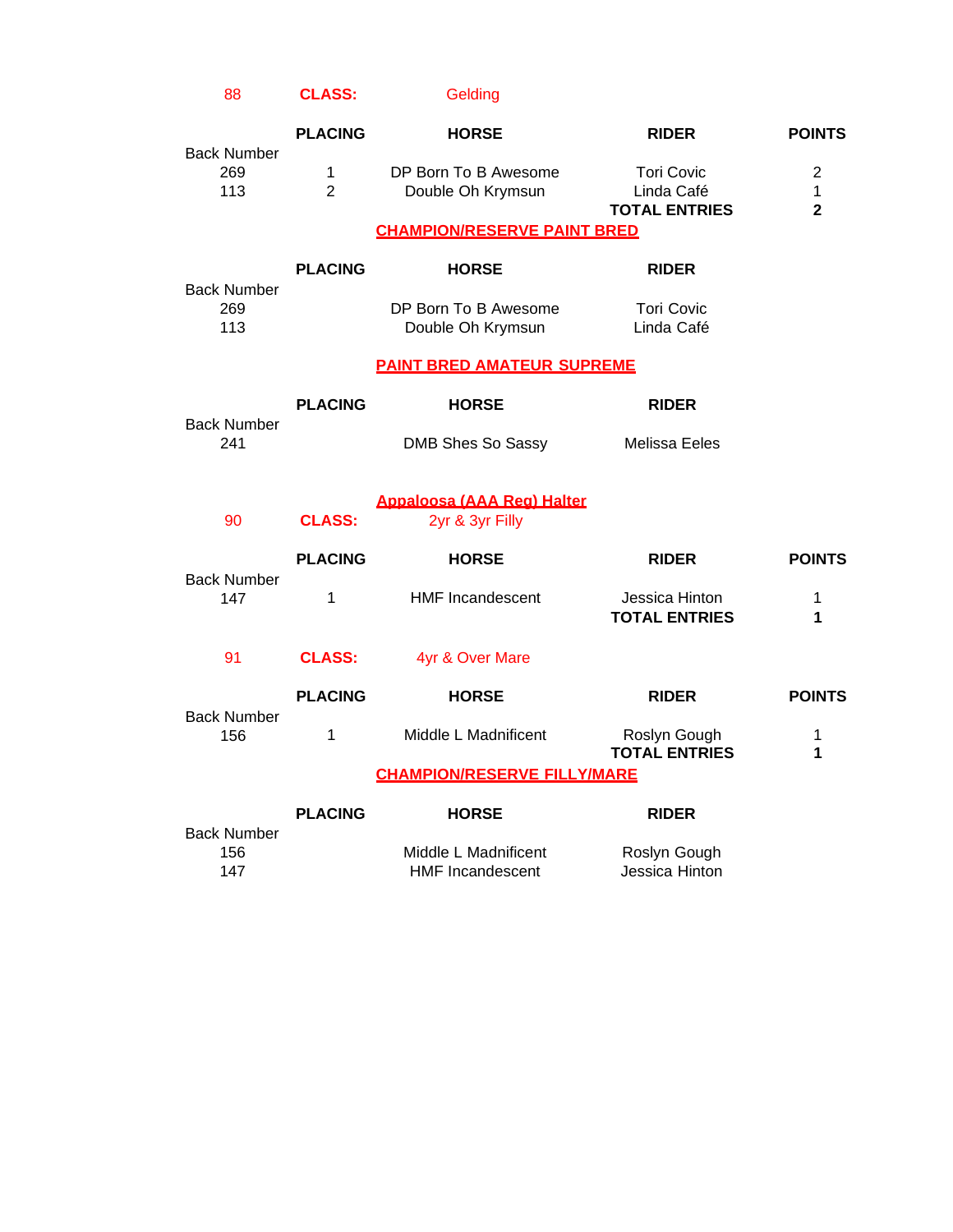## 88 CLASS: Gelding

| Back Number | PLACING | HORSE | RIDER | POINTS |
|---|---|---|---|---|
| 269 | 1 | DP Born To B Awesome | Tori Covic | 2 |
| 113 | 2 | Double Oh Krymsun | Linda Café | 1 |
| | | | **TOTAL ENTRIES** | **2** |

## CHAMPION/RESERVE PAINT BRED

| Back Number | PLACING | HORSE | RIDER |
|---|---|---|---|
| 269 | | DP Born To B Awesome | Tori Covic |
| 113 | | Double Oh Krymsun | Linda Café |

## PAINT BRED AMATEUR SUPREME

| Back Number | PLACING | HORSE | RIDER |
|---|---|---|---|
| 241 | | DMB Shes So Sassy | Melissa Eeles |

## Appaloosa (AAA Reg) Halter

## 90 CLASS: 2yr & 3yr Filly

| Back Number | PLACING | HORSE | RIDER | POINTS |
|---|---|---|---|---|
| 147 | 1 | HMF Incandescent | Jessica Hinton | 1 |
| | | | **TOTAL ENTRIES** | **1** |

## 91 CLASS: 4yr & Over Mare

| Back Number | PLACING | HORSE | RIDER | POINTS |
|---|---|---|---|---|
| 156 | 1 | Middle L Madnificent | Roslyn Gough | 1 |
| | | | **TOTAL ENTRIES** | **1** |

## CHAMPION/RESERVE FILLY/MARE

| Back Number | PLACING | HORSE | RIDER |
|---|---|---|---|
| 156 | | Middle L Madnificent | Roslyn Gough |
| 147 | | HMF Incandescent | Jessica Hinton |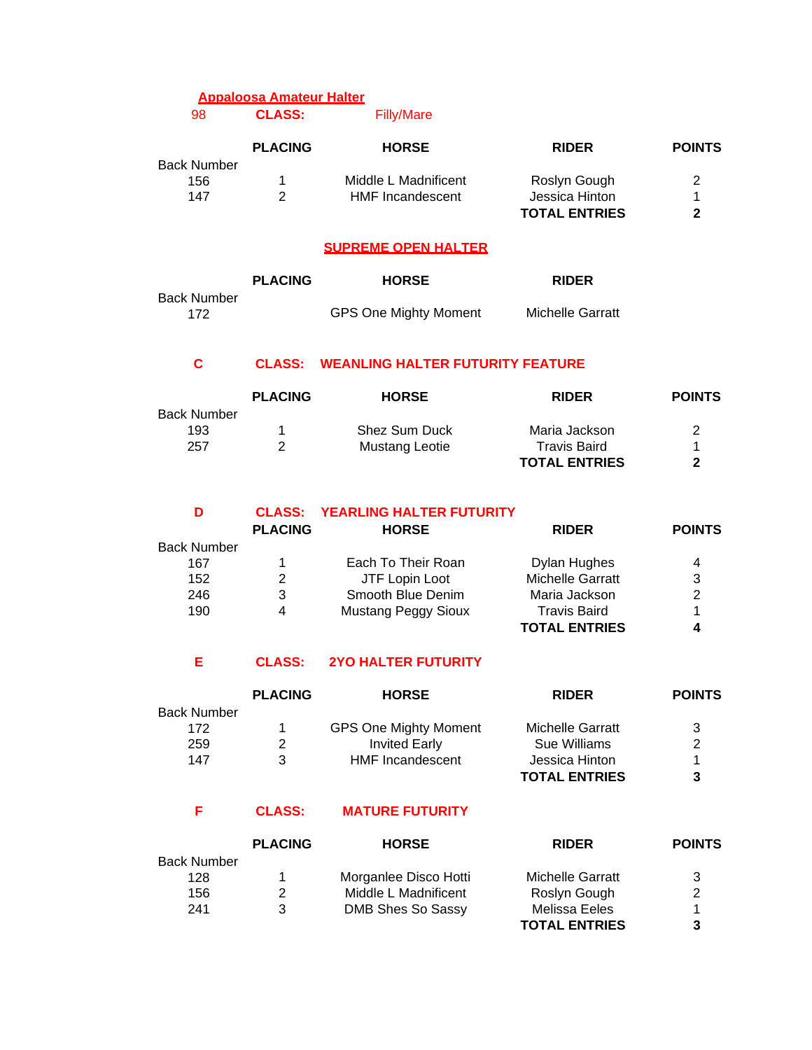## Appaloosa Amateur Halter

98 **CLASS:** Filly/Mare

| Back Number | PLACING | HORSE | RIDER | POINTS |
|---|---|---|---|---|
| 156 | 1 | Middle L Madnificent | Roslyn Gough | 2 |
| 147 | 2 | HMF Incandescent | Jessica Hinton | 1 |
| | | | **TOTAL ENTRIES** | **2** |

## SUPREME OPEN HALTER

| Back Number | PLACING | HORSE | RIDER |
|---|---|---|---|
| 172 | | GPS One Mighty Moment | Michelle Garratt |

**C CLASS: WEANLING HALTER FUTURITY FEATURE**

| Back Number | PLACING | HORSE | RIDER | POINTS |
|---|---|---|---|---|
| 193 | 1 | Shez Sum Duck | Maria Jackson | 2 |
| 257 | 2 | Mustang Leotie | Travis Baird | 1 |
| | | | **TOTAL ENTRIES** | **2** |

**D CLASS: YEARLING HALTER FUTURITY**

| Back Number | PLACING | HORSE | RIDER | POINTS |
|---|---|---|---|---|
| 167 | 1 | Each To Their Roan | Dylan Hughes | 4 |
| 152 | 2 | JTF Lopin Loot | Michelle Garratt | 3 |
| 246 | 3 | Smooth Blue Denim | Maria Jackson | 2 |
| 190 | 4 | Mustang Peggy Sioux | Travis Baird | 1 |
| | | | **TOTAL ENTRIES** | **4** |

**E CLASS: 2YO HALTER FUTURITY**

| Back Number | PLACING | HORSE | RIDER | POINTS |
|---|---|---|---|---|
| 172 | 1 | GPS One Mighty Moment | Michelle Garratt | 3 |
| 259 | 2 | Invited Early | Sue Williams | 2 |
| 147 | 3 | HMF Incandescent | Jessica Hinton | 1 |
| | | | **TOTAL ENTRIES** | **3** |

**F CLASS: MATURE FUTURITY**

| Back Number | PLACING | HORSE | RIDER | POINTS |
|---|---|---|---|---|
| 128 | 1 | Morganlee Disco Hotti | Michelle Garratt | 3 |
| 156 | 2 | Middle L Madnificent | Roslyn Gough | 2 |
| 241 | 3 | DMB Shes So Sassy | Melissa Eeles | 1 |
| | | | **TOTAL ENTRIES** | **3** |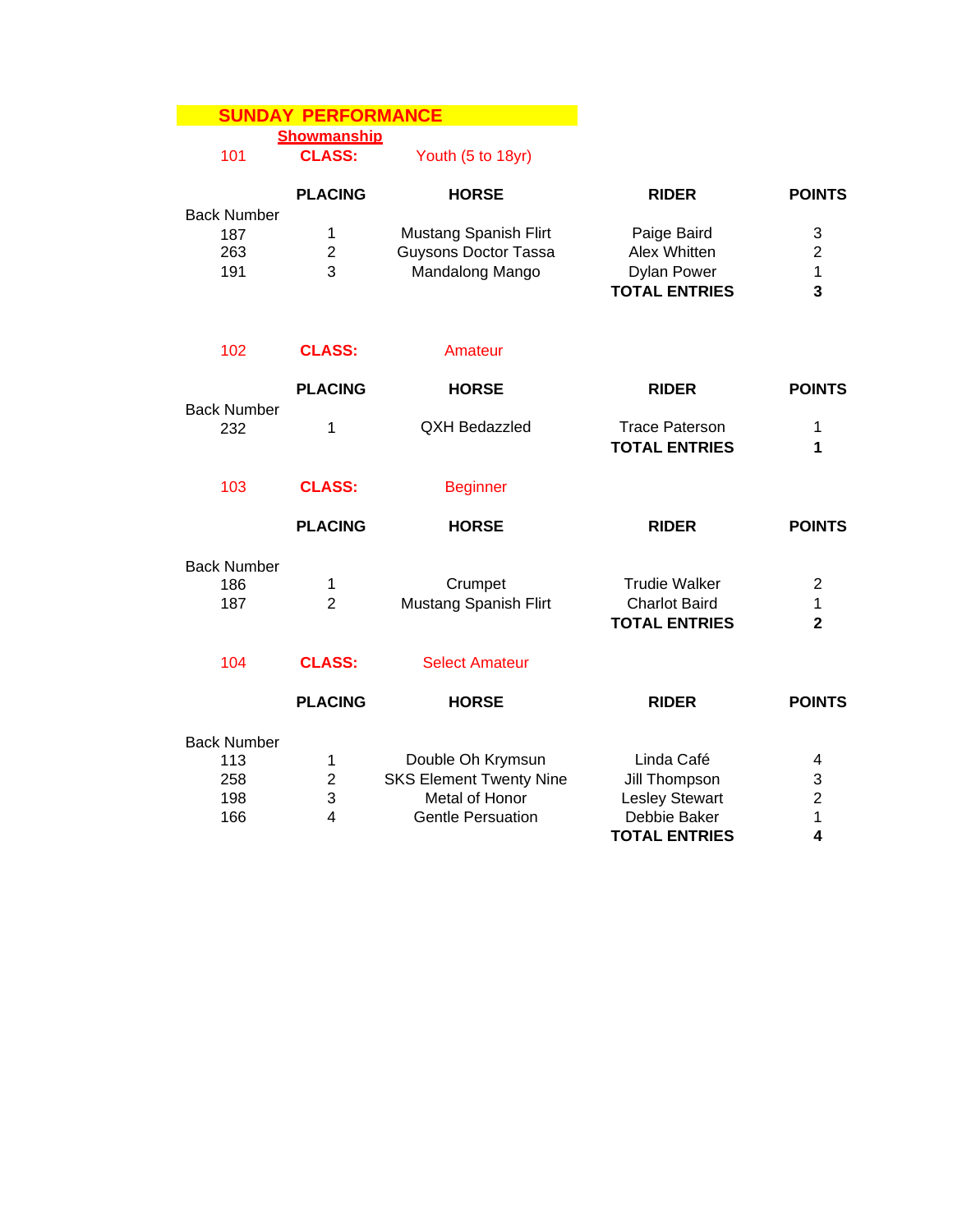# SUNDAY PERFORMANCE

## Showmanship

**101 CLASS:** Youth (5 to 18yr)

| Back Number | PLACING | HORSE | RIDER | POINTS |
|---|---|---|---|---|
| 187 | 1 | Mustang Spanish Flirt | Paige Baird | 3 |
| 263 | 2 | Guysons Doctor Tassa | Alex Whitten | 2 |
| 191 | 3 | Mandalong Mango | Dylan Power | 1 |
| | | | **TOTAL ENTRIES** | **3** |

**102 CLASS:** Amateur

| Back Number | PLACING | HORSE | RIDER | POINTS |
|---|---|---|---|---|
| 232 | 1 | QXH Bedazzled | Trace Paterson | 1 |
| | | | **TOTAL ENTRIES** | **1** |

**103 CLASS:** Beginner

| Back Number | PLACING | HORSE | RIDER | POINTS |
|---|---|---|---|---|
| 186 | 1 | Crumpet | Trudie Walker | 2 |
| 187 | 2 | Mustang Spanish Flirt | Charlot Baird | 1 |
| | | | **TOTAL ENTRIES** | **2** |

**104 CLASS:** Select Amateur

| Back Number | PLACING | HORSE | RIDER | POINTS |
|---|---|---|---|---|
| 113 | 1 | Double Oh Krymsun | Linda Café | 4 |
| 258 | 2 | SKS Element Twenty Nine | Jill Thompson | 3 |
| 198 | 3 | Metal of Honor | Lesley Stewart | 2 |
| 166 | 4 | Gentle Persuation | Debbie Baker | 1 |
| | | | **TOTAL ENTRIES** | **4** |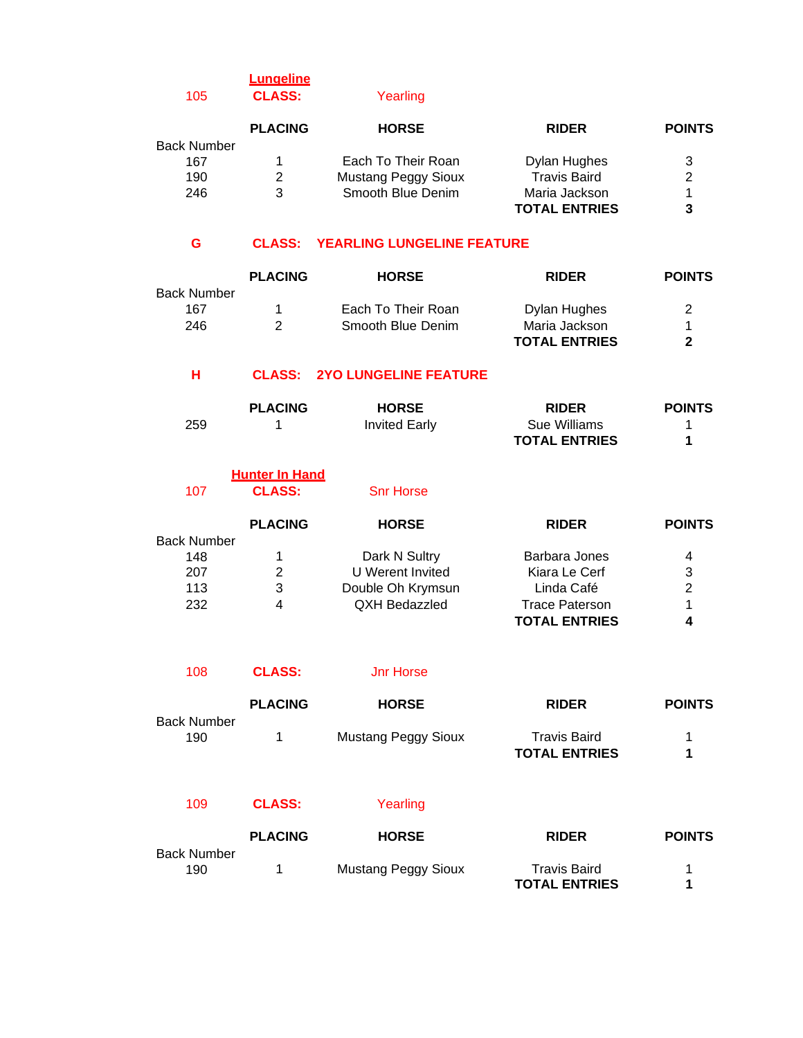## Lungeline

105 **CLASS:** Yearling

| Back Number | PLACING | HORSE | RIDER | POINTS |
|---|---|---|---|---|
| 167 | 1 | Each To Their Roan | Dylan Hughes | 3 |
| 190 | 2 | Mustang Peggy Sioux | Travis Baird | 2 |
| 246 | 3 | Smooth Blue Denim | Maria Jackson | 1 |
| | | | **TOTAL ENTRIES** | **3** |

G **CLASS: YEARLING LUNGELINE FEATURE**

| Back Number | PLACING | HORSE | RIDER | POINTS |
|---|---|---|---|---|
| 167 | 1 | Each To Their Roan | Dylan Hughes | 2 |
| 246 | 2 | Smooth Blue Denim | Maria Jackson | 1 |
| | | | **TOTAL ENTRIES** | **2** |

H **CLASS: 2YO LUNGELINE FEATURE**

| | PLACING | HORSE | RIDER | POINTS |
|---|---|---|---|---|
| 259 | 1 | Invited Early | Sue Williams | 1 |
| | | | **TOTAL ENTRIES** | **1** |

## Hunter In Hand

107 **CLASS:** Snr Horse

| Back Number | PLACING | HORSE | RIDER | POINTS |
|---|---|---|---|---|
| 148 | 1 | Dark N Sultry | Barbara Jones | 4 |
| 207 | 2 | U Werent Invited | Kiara Le Cerf | 3 |
| 113 | 3 | Double Oh Krymsun | Linda Café | 2 |
| 232 | 4 | QXH Bedazzled | Trace Paterson | 1 |
| | | | **TOTAL ENTRIES** | **4** |

108 **CLASS:** Jnr Horse

| Back Number | PLACING | HORSE | RIDER | POINTS |
|---|---|---|---|---|
| 190 | 1 | Mustang Peggy Sioux | Travis Baird | 1 |
| | | | **TOTAL ENTRIES** | **1** |

109 **CLASS:** Yearling

| Back Number | PLACING | HORSE | RIDER | POINTS |
|---|---|---|---|---|
| 190 | 1 | Mustang Peggy Sioux | Travis Baird | 1 |
| | | | **TOTAL ENTRIES** | **1** |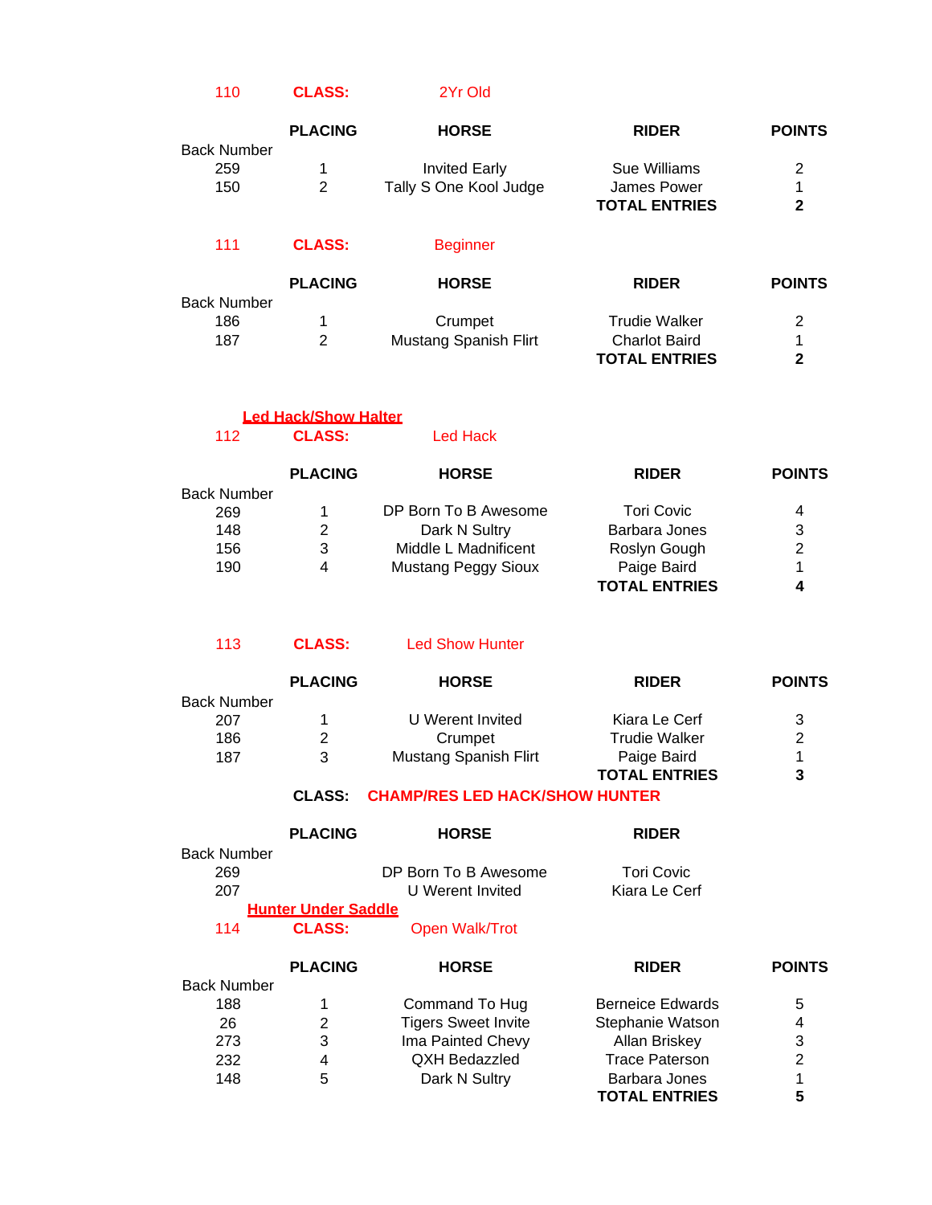110 **CLASS:** 2Yr Old

| Back Number | PLACING | HORSE | RIDER | POINTS |
|---|---|---|---|---|
| 259 | 1 | Invited Early | Sue Williams | 2 |
| 150 | 2 | Tally S One Kool Judge | James Power | 1 |
| | | | **TOTAL ENTRIES** | **2** |

111 **CLASS:** Beginner

| Back Number | PLACING | HORSE | RIDER | POINTS |
|---|---|---|---|---|
| 186 | 1 | Crumpet | Trudie Walker | 2 |
| 187 | 2 | Mustang Spanish Flirt | Charlot Baird | 1 |
| | | | **TOTAL ENTRIES** | **2** |

## Led Hack/Show Halter

112 **CLASS:** Led Hack

| Back Number | PLACING | HORSE | RIDER | POINTS |
|---|---|---|---|---|
| 269 | 1 | DP Born To B Awesome | Tori Covic | 4 |
| 148 | 2 | Dark N Sultry | Barbara Jones | 3 |
| 156 | 3 | Middle L Madnificent | Roslyn Gough | 2 |
| 190 | 4 | Mustang Peggy Sioux | Paige Baird | 1 |
| | | | **TOTAL ENTRIES** | **4** |

113 **CLASS:** Led Show Hunter

| Back Number | PLACING | HORSE | RIDER | POINTS |
|---|---|---|---|---|
| 207 | 1 | U Werent Invited | Kiara Le Cerf | 3 |
| 186 | 2 | Crumpet | Trudie Walker | 2 |
| 187 | 3 | Mustang Spanish Flirt | Paige Baird | 1 |
| | | | **TOTAL ENTRIES** | **3** |

**CLASS:** CHAMP/RES LED HACK/SHOW HUNTER

| Back Number | PLACING | HORSE | RIDER |
|---|---|---|---|
| 269 | | DP Born To B Awesome | Tori Covic |
| 207 | | U Werent Invited | Kiara Le Cerf |

## Hunter Under Saddle

114 **CLASS:** Open Walk/Trot

| Back Number | PLACING | HORSE | RIDER | POINTS |
|---|---|---|---|---|
| 188 | 1 | Command To Hug | Berneice Edwards | 5 |
| 26 | 2 | Tigers Sweet Invite | Stephanie Watson | 4 |
| 273 | 3 | Ima Painted Chevy | Allan Briskey | 3 |
| 232 | 4 | QXH Bedazzled | Trace Paterson | 2 |
| 148 | 5 | Dark N Sultry | Barbara Jones | 1 |
| | | | **TOTAL ENTRIES** | **5** |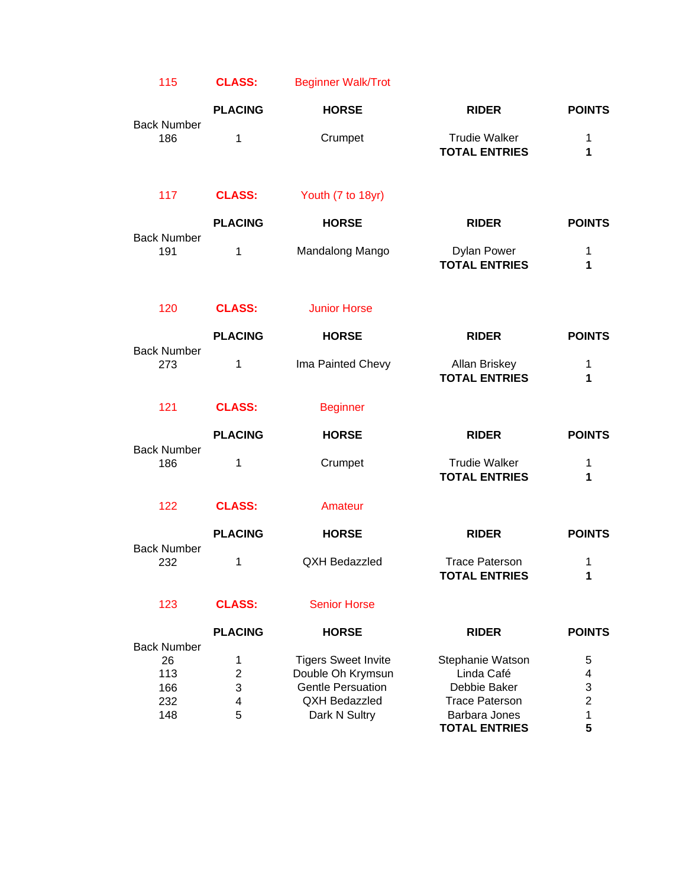## 115 CLASS: Beginner Walk/Trot

| Back Number | PLACING | HORSE | RIDER | POINTS |
|---|---|---|---|---|
| 186 | 1 | Crumpet | Trudie Walker | 1 |
| | | | **TOTAL ENTRIES** | **1** |

## 117 CLASS: Youth (7 to 18yr)

| Back Number | PLACING | HORSE | RIDER | POINTS |
|---|---|---|---|---|
| 191 | 1 | Mandalong Mango | Dylan Power | 1 |
| | | | **TOTAL ENTRIES** | **1** |

## 120 CLASS: Junior Horse

| Back Number | PLACING | HORSE | RIDER | POINTS |
|---|---|---|---|---|
| 273 | 1 | Ima Painted Chevy | Allan Briskey | 1 |
| | | | **TOTAL ENTRIES** | **1** |

## 121 CLASS: Beginner

| Back Number | PLACING | HORSE | RIDER | POINTS |
|---|---|---|---|---|
| 186 | 1 | Crumpet | Trudie Walker | 1 |
| | | | **TOTAL ENTRIES** | **1** |

## 122 CLASS: Amateur

| Back Number | PLACING | HORSE | RIDER | POINTS |
|---|---|---|---|---|
| 232 | 1 | QXH Bedazzled | Trace Paterson | 1 |
| | | | **TOTAL ENTRIES** | **1** |

## 123 CLASS: Senior Horse

| Back Number | PLACING | HORSE | RIDER | POINTS |
|---|---|---|---|---|
| 26 | 1 | Tigers Sweet Invite | Stephanie Watson | 5 |
| 113 | 2 | Double Oh Krymsun | Linda Café | 4 |
| 166 | 3 | Gentle Persuation | Debbie Baker | 3 |
| 232 | 4 | QXH Bedazzled | Trace Paterson | 2 |
| 148 | 5 | Dark N Sultry | Barbara Jones | 1 |
| | | | **TOTAL ENTRIES** | **5** |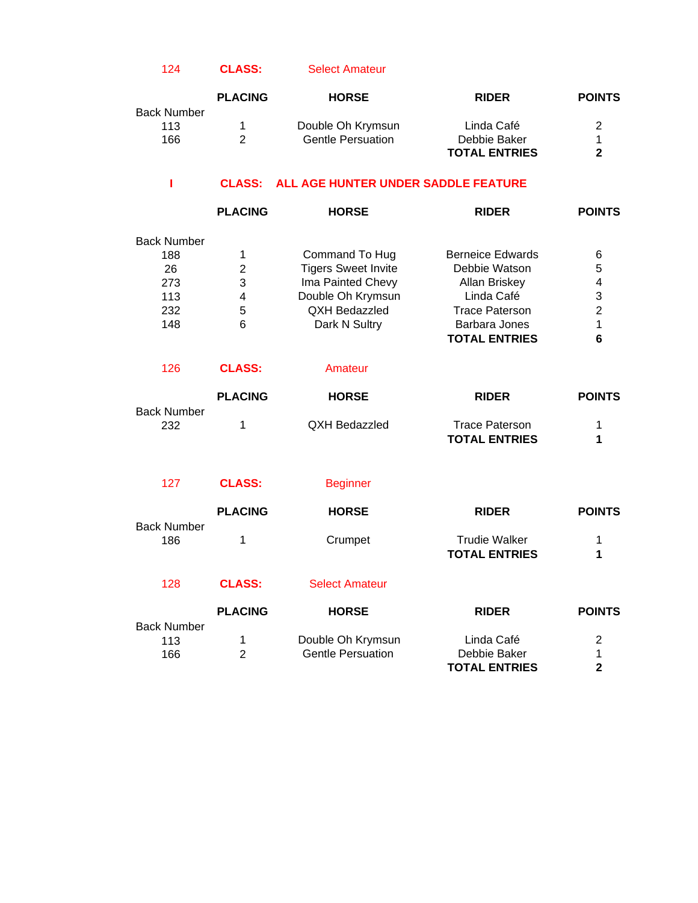**124** **CLASS:** Select Amateur

| Back Number | PLACING | HORSE | RIDER | POINTS |
|---|---|---|---|---|
| 113 | 1 | Double Oh Krymsun | Linda Café | 2 |
| 166 | 2 | Gentle Persuation | Debbie Baker | 1 |
| | | | **TOTAL ENTRIES** | **2** |

**I** **CLASS: ALL AGE HUNTER UNDER SADDLE FEATURE**

| Back Number | PLACING | HORSE | RIDER | POINTS |
|---|---|---|---|---|
| 188 | 1 | Command To Hug | Berneice Edwards | 6 |
| 26 | 2 | Tigers Sweet Invite | Debbie Watson | 5 |
| 273 | 3 | Ima Painted Chevy | Allan Briskey | 4 |
| 113 | 4 | Double Oh Krymsun | Linda Café | 3 |
| 232 | 5 | QXH Bedazzled | Trace Paterson | 2 |
| 148 | 6 | Dark N Sultry | Barbara Jones | 1 |
| | | | **TOTAL ENTRIES** | **6** |

**126** **CLASS:** Amateur

| Back Number | PLACING | HORSE | RIDER | POINTS |
|---|---|---|---|---|
| 232 | 1 | QXH Bedazzled | Trace Paterson | 1 |
| | | | **TOTAL ENTRIES** | **1** |

**127** **CLASS:** Beginner

| Back Number | PLACING | HORSE | RIDER | POINTS |
|---|---|---|---|---|
| 186 | 1 | Crumpet | Trudie Walker | 1 |
| | | | **TOTAL ENTRIES** | **1** |

**128** **CLASS:** Select Amateur

| Back Number | PLACING | HORSE | RIDER | POINTS |
|---|---|---|---|---|
| 113 | 1 | Double Oh Krymsun | Linda Café | 2 |
| 166 | 2 | Gentle Persuation | Debbie Baker | 1 |
| | | | **TOTAL ENTRIES** | **2** |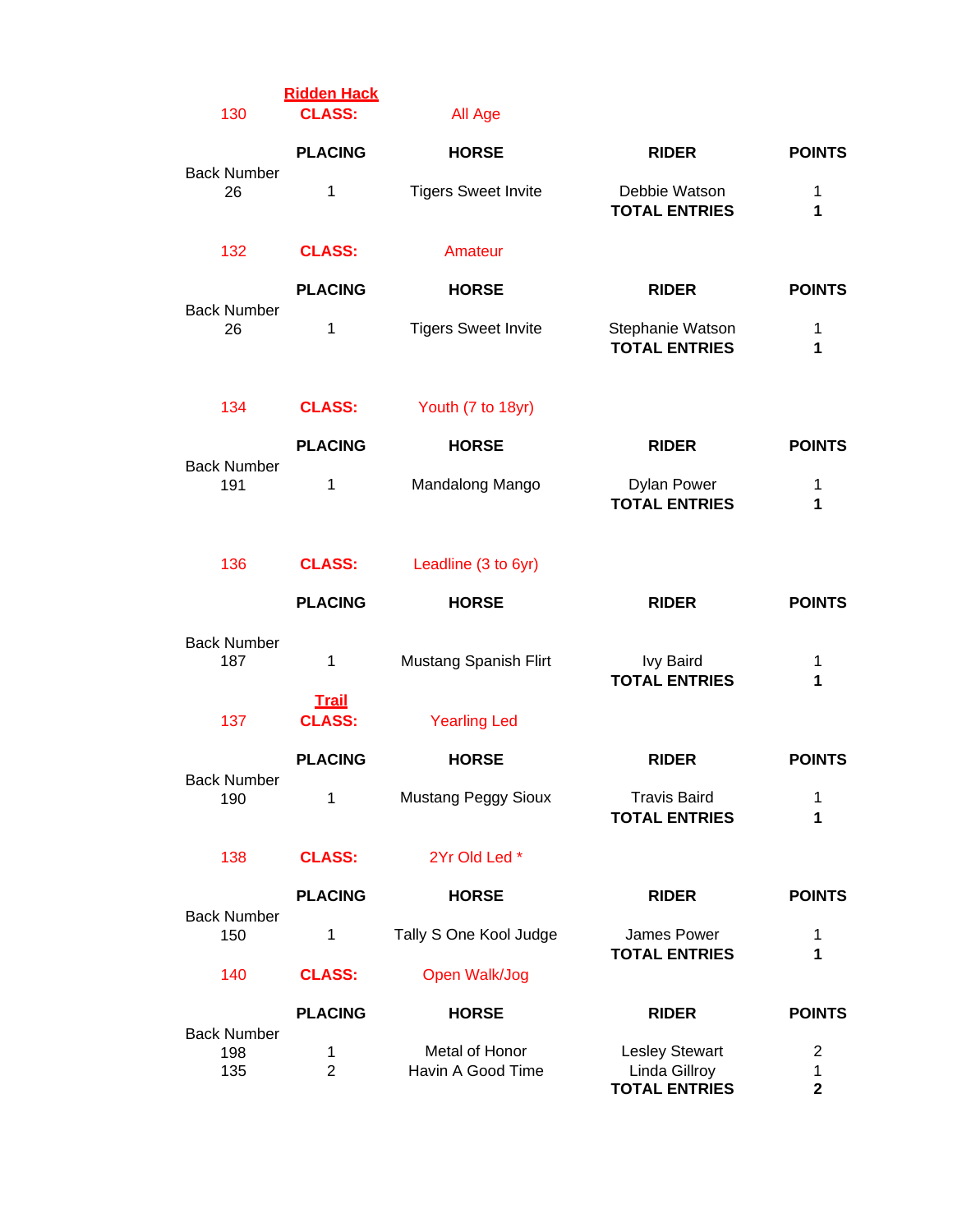## Ridden Hack

**130 CLASS: All Age**

| Back Number | PLACING | HORSE | RIDER | POINTS |
|---|---|---|---|---|
| 26 | 1 | Tigers Sweet Invite | Debbie Watson | 1 |
| | | | **TOTAL ENTRIES** | **1** |

**132 CLASS: Amateur**

| Back Number | PLACING | HORSE | RIDER | POINTS |
|---|---|---|---|---|
| 26 | 1 | Tigers Sweet Invite | Stephanie Watson | 1 |
| | | | **TOTAL ENTRIES** | **1** |

**134 CLASS: Youth (7 to 18yr)**

| Back Number | PLACING | HORSE | RIDER | POINTS |
|---|---|---|---|---|
| 191 | 1 | Mandalong Mango | Dylan Power | 1 |
| | | | **TOTAL ENTRIES** | **1** |

**136 CLASS: Leadline (3 to 6yr)**

| Back Number | PLACING | HORSE | RIDER | POINTS |
|---|---|---|---|---|
| 187 | 1 | Mustang Spanish Flirt | Ivy Baird | 1 |
| | | | **TOTAL ENTRIES** | **1** |

## Trail

**137 CLASS: Yearling Led**

| Back Number | PLACING | HORSE | RIDER | POINTS |
|---|---|---|---|---|
| 190 | 1 | Mustang Peggy Sioux | Travis Baird | 1 |
| | | | **TOTAL ENTRIES** | **1** |

**138 CLASS: 2Yr Old Led ***

| Back Number | PLACING | HORSE | RIDER | POINTS |
|---|---|---|---|---|
| 150 | 1 | Tally S One Kool Judge | James Power | 1 |
| | | | **TOTAL ENTRIES** | **1** |

**140 CLASS: Open Walk/Jog**

| Back Number | PLACING | HORSE | RIDER | POINTS |
|---|---|---|---|---|
| 198 | 1 | Metal of Honor | Lesley Stewart | 2 |
| 135 | 2 | Havin A Good Time | Linda Gillroy | 1 |
| | | | **TOTAL ENTRIES** | **2** |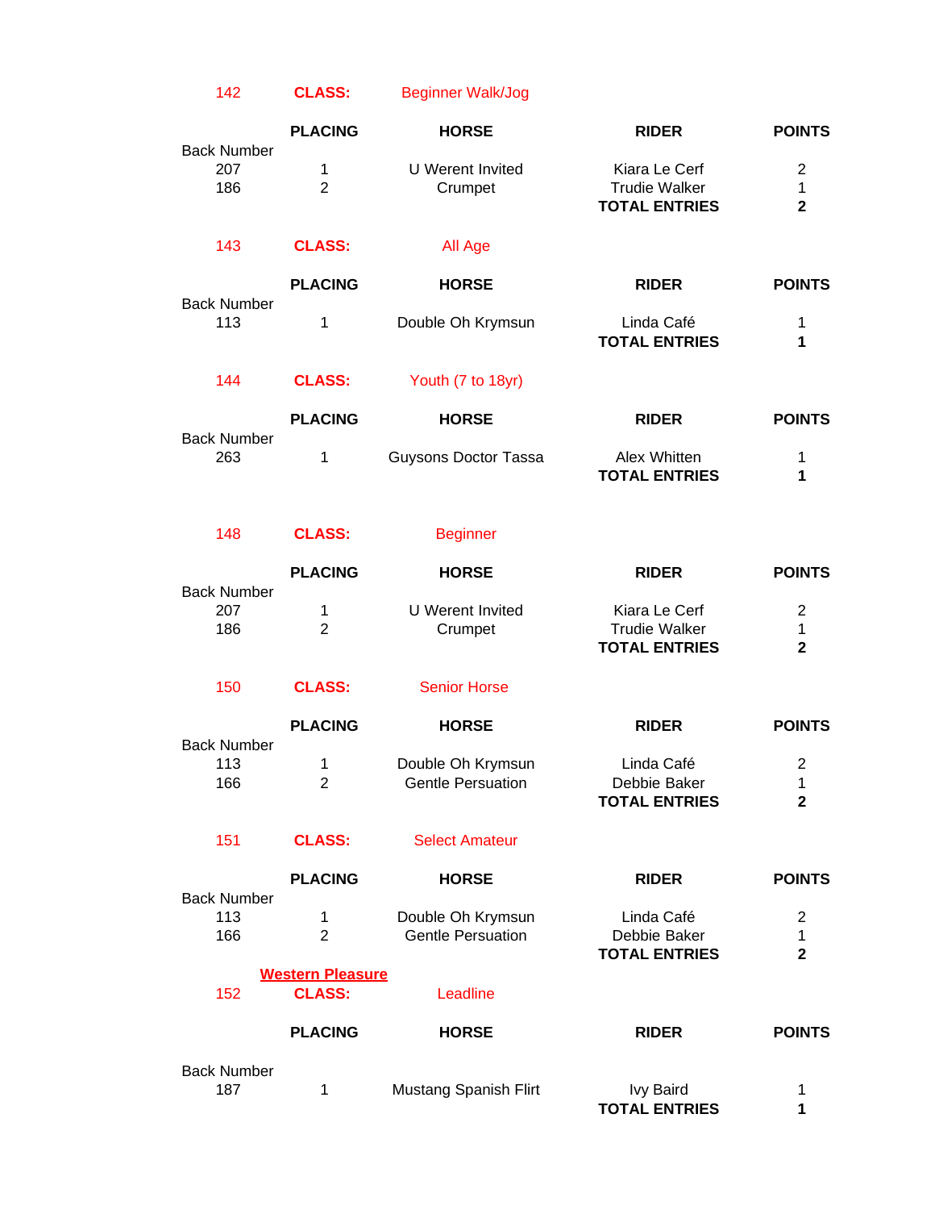**142 CLASS: Beginner Walk/Jog**

| Back Number | PLACING | HORSE | RIDER | POINTS |
|---|---|---|---|---|
| 207 | 1 | U Werent Invited | Kiara Le Cerf | 2 |
| 186 | 2 | Crumpet | Trudie Walker | 1 |
| | | | **TOTAL ENTRIES** | **2** |

**143 CLASS: All Age**

| Back Number | PLACING | HORSE | RIDER | POINTS |
|---|---|---|---|---|
| 113 | 1 | Double Oh Krymsun | Linda Café | 1 |
| | | | **TOTAL ENTRIES** | **1** |

**144 CLASS: Youth (7 to 18yr)**

| Back Number | PLACING | HORSE | RIDER | POINTS |
|---|---|---|---|---|
| 263 | 1 | Guysons Doctor Tassa | Alex Whitten | 1 |
| | | | **TOTAL ENTRIES** | **1** |

**148 CLASS: Beginner**

| Back Number | PLACING | HORSE | RIDER | POINTS |
|---|---|---|---|---|
| 207 | 1 | U Werent Invited | Kiara Le Cerf | 2 |
| 186 | 2 | Crumpet | Trudie Walker | 1 |
| | | | **TOTAL ENTRIES** | **2** |

**150 CLASS: Senior Horse**

| Back Number | PLACING | HORSE | RIDER | POINTS |
|---|---|---|---|---|
| 113 | 1 | Double Oh Krymsun | Linda Café | 2 |
| 166 | 2 | Gentle Persuation | Debbie Baker | 1 |
| | | | **TOTAL ENTRIES** | **2** |

**151 CLASS: Select Amateur**

| Back Number | PLACING | HORSE | RIDER | POINTS |
|---|---|---|---|---|
| 113 | 1 | Double Oh Krymsun | Linda Café | 2 |
| 166 | 2 | Gentle Persuation | Debbie Baker | 1 |
| | | | **TOTAL ENTRIES** | **2** |

## Western Pleasure

**152 CLASS: Leadline**

| Back Number | PLACING | HORSE | RIDER | POINTS |
|---|---|---|---|---|
| 187 | 1 | Mustang Spanish Flirt | Ivy Baird | 1 |
| | | | **TOTAL ENTRIES** | **1** |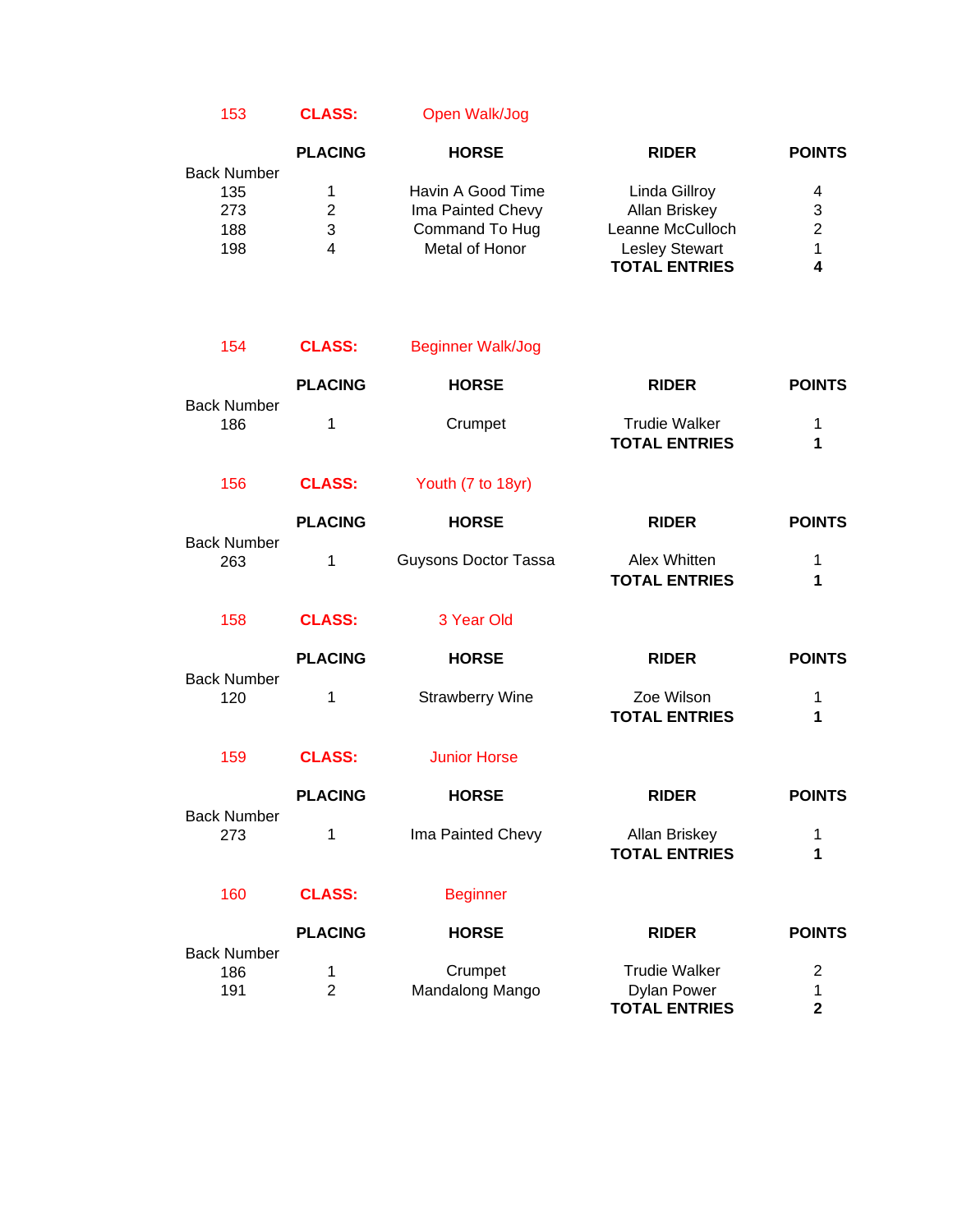## 153 CLASS: Open Walk/Jog

| Back Number | PLACING | HORSE | RIDER | POINTS |
|---|---|---|---|---|
| 135 | 1 | Havin A Good Time | Linda Gillroy | 4 |
| 273 | 2 | Ima Painted Chevy | Allan Briskey | 3 |
| 188 | 3 | Command To Hug | Leanne McCulloch | 2 |
| 198 | 4 | Metal of Honor | Lesley Stewart | 1 |
| | | | **TOTAL ENTRIES** | **4** |

## 154 CLASS: Beginner Walk/Jog

| Back Number | PLACING | HORSE | RIDER | POINTS |
|---|---|---|---|---|
| 186 | 1 | Crumpet | Trudie Walker | 1 |
| | | | **TOTAL ENTRIES** | **1** |

## 156 CLASS: Youth (7 to 18yr)

| Back Number | PLACING | HORSE | RIDER | POINTS |
|---|---|---|---|---|
| 263 | 1 | Guysons Doctor Tassa | Alex Whitten | 1 |
| | | | **TOTAL ENTRIES** | **1** |

## 158 CLASS: 3 Year Old

| Back Number | PLACING | HORSE | RIDER | POINTS |
|---|---|---|---|---|
| 120 | 1 | Strawberry Wine | Zoe Wilson | 1 |
| | | | **TOTAL ENTRIES** | **1** |

## 159 CLASS: Junior Horse

| Back Number | PLACING | HORSE | RIDER | POINTS |
|---|---|---|---|---|
| 273 | 1 | Ima Painted Chevy | Allan Briskey | 1 |
| | | | **TOTAL ENTRIES** | **1** |

## 160 CLASS: Beginner

| Back Number | PLACING | HORSE | RIDER | POINTS |
|---|---|---|---|---|
| 186 | 1 | Crumpet | Trudie Walker | 2 |
| 191 | 2 | Mandalong Mango | Dylan Power | 1 |
| | | | **TOTAL ENTRIES** | **2** |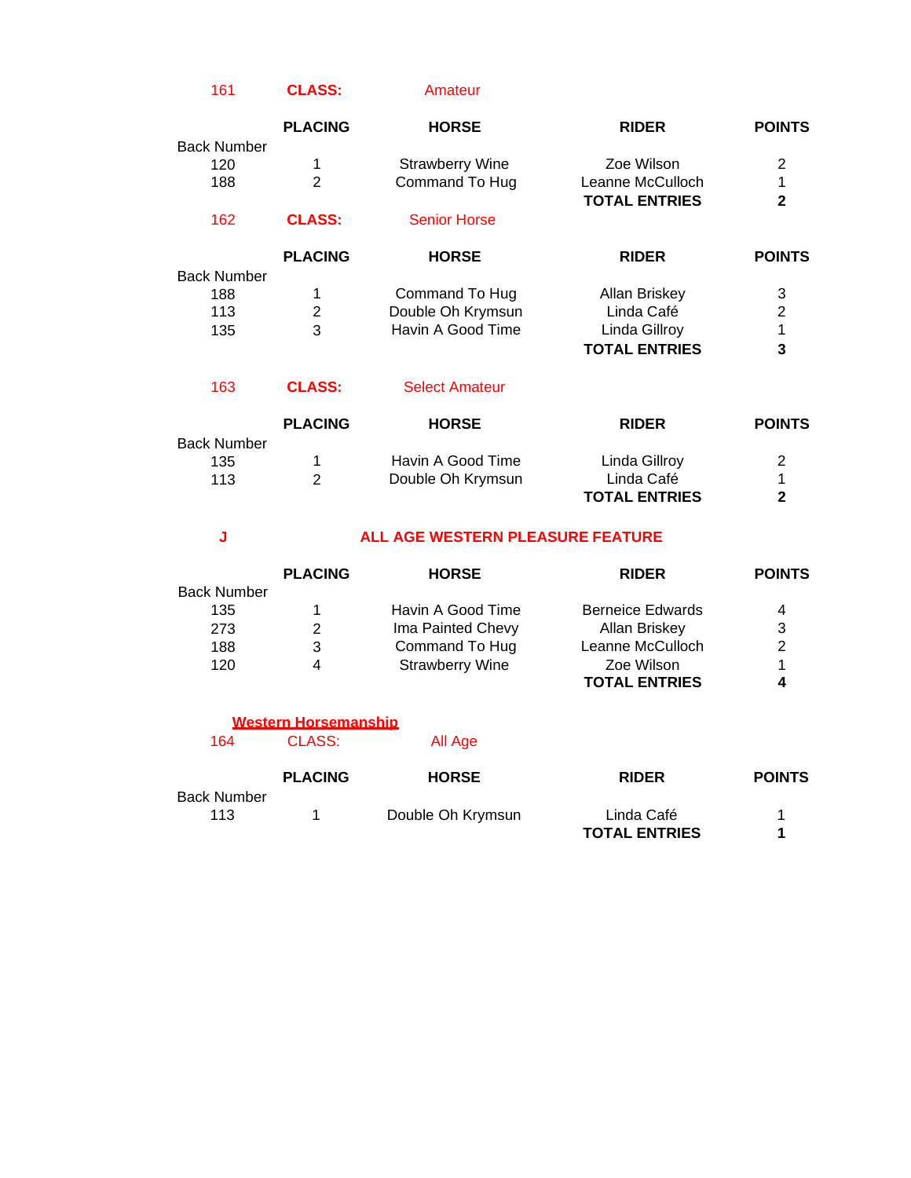**161 CLASS: Amateur**

| Back Number | PLACING | HORSE | RIDER | POINTS |
|---|---|---|---|---|
| 120 | 1 | Strawberry Wine | Zoe Wilson | 2 |
| 188 | 2 | Command To Hug | Leanne McCulloch | 1 |
| | | | **TOTAL ENTRIES** | **2** |

**162 CLASS: Senior Horse**

| Back Number | PLACING | HORSE | RIDER | POINTS |
|---|---|---|---|---|
| 188 | 1 | Command To Hug | Allan Briskey | 3 |
| 113 | 2 | Double Oh Krymsun | Linda Café | 2 |
| 135 | 3 | Havin A Good Time | Linda Gillroy | 1 |
| | | | **TOTAL ENTRIES** | **3** |

**163 CLASS: Select Amateur**

| Back Number | PLACING | HORSE | RIDER | POINTS |
|---|---|---|---|---|
| 135 | 1 | Havin A Good Time | Linda Gillroy | 2 |
| 113 | 2 | Double Oh Krymsun | Linda Café | 1 |
| | | | **TOTAL ENTRIES** | **2** |

**J ALL AGE WESTERN PLEASURE FEATURE**

| Back Number | PLACING | HORSE | RIDER | POINTS |
|---|---|---|---|---|
| 135 | 1 | Havin A Good Time | Berneice Edwards | 4 |
| 273 | 2 | Ima Painted Chevy | Allan Briskey | 3 |
| 188 | 3 | Command To Hug | Leanne McCulloch | 2 |
| 120 | 4 | Strawberry Wine | Zoe Wilson | 1 |
| | | | **TOTAL ENTRIES** | **4** |

**Western Horsemanship**

164 CLASS: All Age

| Back Number | PLACING | HORSE | RIDER | POINTS |
|---|---|---|---|---|
| 113 | 1 | Double Oh Krymsun | Linda Café | 1 |
| | | | **TOTAL ENTRIES** | **1** |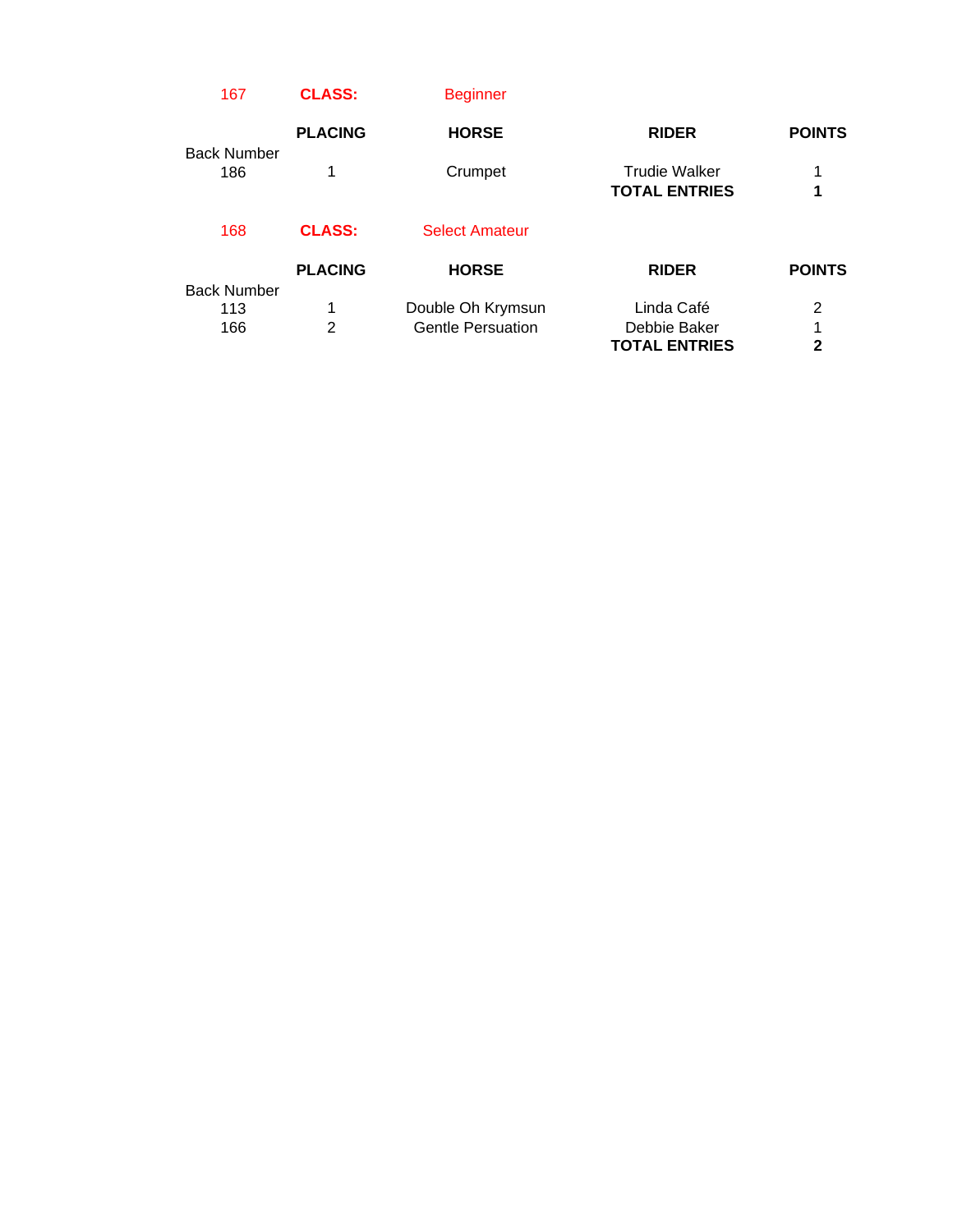| 167 | CLASS: | Beginner | | |
|---|---|---|---|---|
| | **PLACING** | **HORSE** | **RIDER** | **POINTS** |
| Back Number | | | | |
| 186 | 1 | Crumpet | Trudie Walker | 1 |
| | | | **TOTAL ENTRIES** | **1** |

| 168 | CLASS: | Select Amateur | | |
|---|---|---|---|---|
| | **PLACING** | **HORSE** | **RIDER** | **POINTS** |
| Back Number | | | | |
| 113 | 1 | Double Oh Krymsun | Linda Café | 2 |
| 166 | 2 | Gentle Persuation | Debbie Baker | 1 |
| | | | **TOTAL ENTRIES** | **2** |